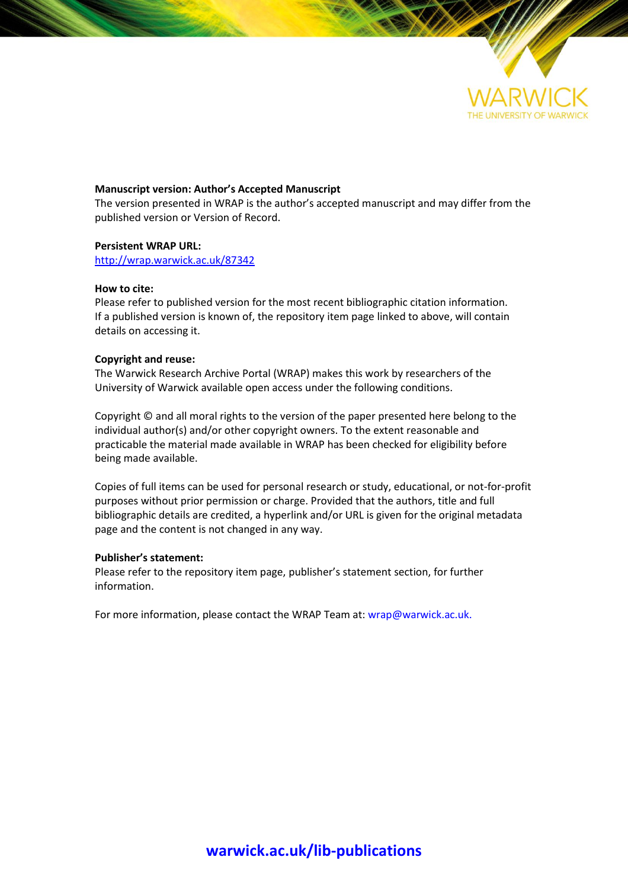**Manuscript version: Author's Accepted Manuscript**
The version presented in WRAP is the author's accepted manuscript and may differ from the published version or Version of Record.

**Persistent WRAP URL:**
http://wrap.warwick.ac.uk/87342

**How to cite:**
Please refer to published version for the most recent bibliographic citation information. If a published version is known of, the repository item page linked to above, will contain details on accessing it.

**Copyright and reuse:**
The Warwick Research Archive Portal (WRAP) makes this work by researchers of the University of Warwick available open access under the following conditions.

Copyright © and all moral rights to the version of the paper presented here belong to the individual author(s) and/or other copyright owners. To the extent reasonable and practicable the material made available in WRAP has been checked for eligibility before being made available.

Copies of full items can be used for personal research or study, educational, or not-for-profit purposes without prior permission or charge. Provided that the authors, title and full bibliographic details are credited, a hyperlink and/or URL is given for the original metadata page and the content is not changed in any way.

**Publisher's statement:**
Please refer to the repository item page, publisher's statement section, for further information.

For more information, please contact the WRAP Team at: wrap@warwick.ac.uk.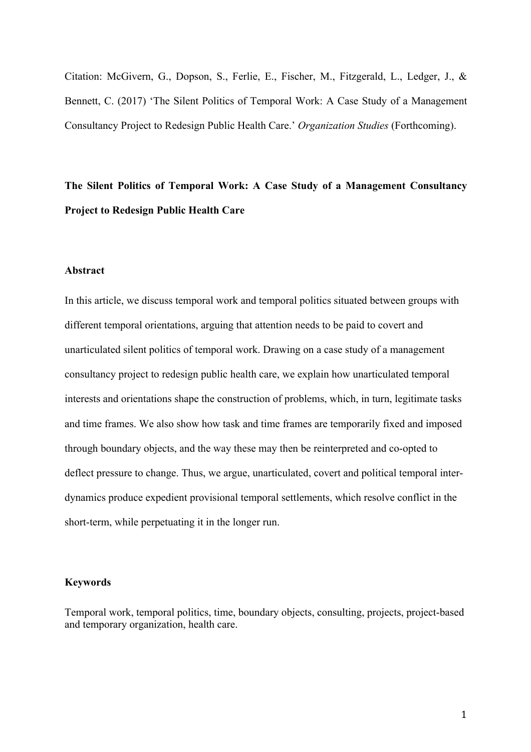Citation: McGivern, G., Dopson, S., Ferlie, E., Fischer, M., Fitzgerald, L., Ledger, J., & Bennett, C. (2017) 'The Silent Politics of Temporal Work: A Case Study of a Management Consultancy Project to Redesign Public Health Care.' *Organization Studies* (Forthcoming).

# The Silent Politics of Temporal Work: A Case Study of a Management Consultancy Project to Redesign Public Health Care

## Abstract

In this article, we discuss temporal work and temporal politics situated between groups with different temporal orientations, arguing that attention needs to be paid to covert and unarticulated silent politics of temporal work. Drawing on a case study of a management consultancy project to redesign public health care, we explain how unarticulated temporal interests and orientations shape the construction of problems, which, in turn, legitimate tasks and time frames. We also show how task and time frames are temporarily fixed and imposed through boundary objects, and the way these may then be reinterpreted and co-opted to deflect pressure to change. Thus, we argue, unarticulated, covert and political temporal inter-dynamics produce expedient provisional temporal settlements, which resolve conflict in the short-term, while perpetuating it in the longer run.

## Keywords

Temporal work, temporal politics, time, boundary objects, consulting, projects, project-based and temporary organization, health care.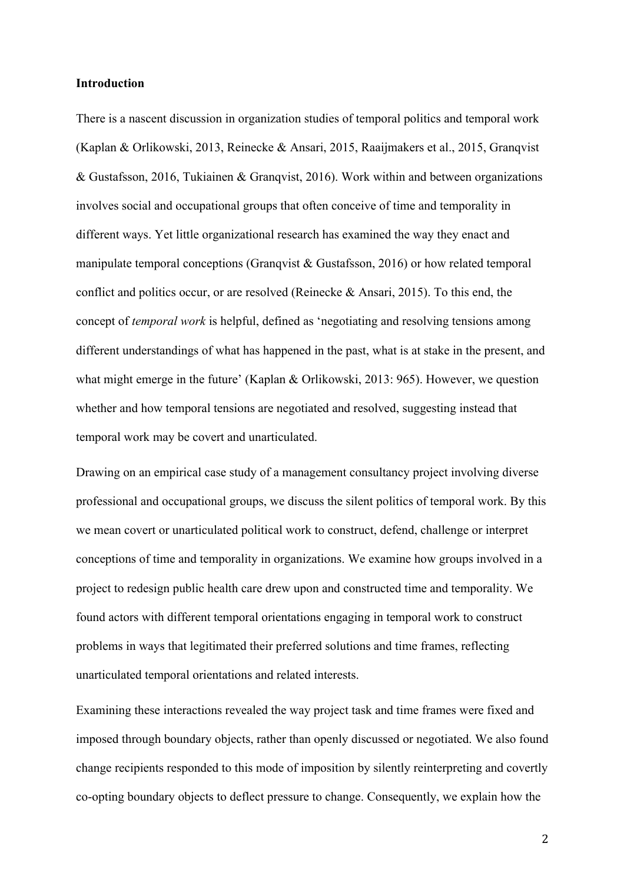## Introduction

There is a nascent discussion in organization studies of temporal politics and temporal work (Kaplan & Orlikowski, 2013, Reinecke & Ansari, 2015, Raaijmakers et al., 2015, Granqvist & Gustafsson, 2016, Tukiainen & Granqvist, 2016). Work within and between organizations involves social and occupational groups that often conceive of time and temporality in different ways. Yet little organizational research has examined the way they enact and manipulate temporal conceptions (Granqvist & Gustafsson, 2016) or how related temporal conflict and politics occur, or are resolved (Reinecke & Ansari, 2015). To this end, the concept of *temporal work* is helpful, defined as 'negotiating and resolving tensions among different understandings of what has happened in the past, what is at stake in the present, and what might emerge in the future' (Kaplan & Orlikowski, 2013: 965). However, we question whether and how temporal tensions are negotiated and resolved, suggesting instead that temporal work may be covert and unarticulated.

Drawing on an empirical case study of a management consultancy project involving diverse professional and occupational groups, we discuss the silent politics of temporal work. By this we mean covert or unarticulated political work to construct, defend, challenge or interpret conceptions of time and temporality in organizations. We examine how groups involved in a project to redesign public health care drew upon and constructed time and temporality. We found actors with different temporal orientations engaging in temporal work to construct problems in ways that legitimated their preferred solutions and time frames, reflecting unarticulated temporal orientations and related interests.

Examining these interactions revealed the way project task and time frames were fixed and imposed through boundary objects, rather than openly discussed or negotiated. We also found change recipients responded to this mode of imposition by silently reinterpreting and covertly co-opting boundary objects to deflect pressure to change. Consequently, we explain how the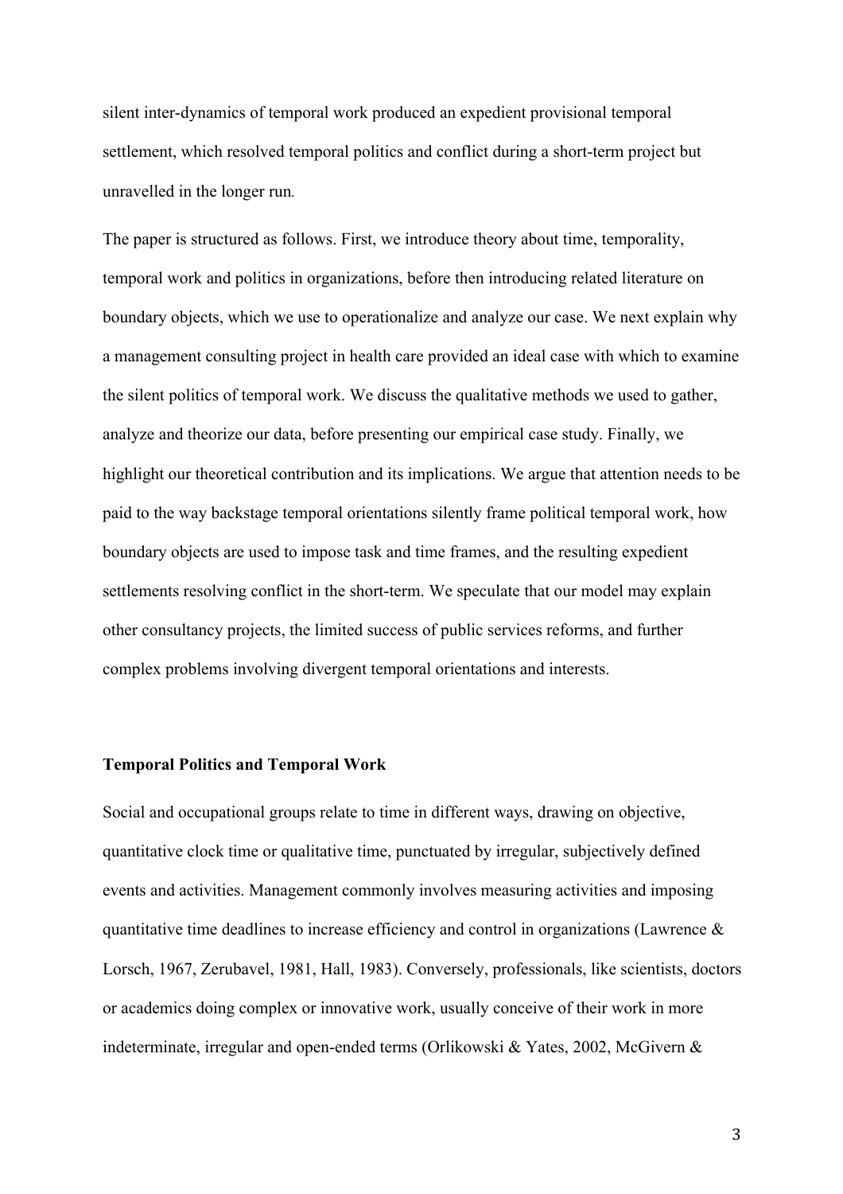silent inter-dynamics of temporal work produced an expedient provisional temporal settlement, which resolved temporal politics and conflict during a short-term project but unravelled in the longer run.

The paper is structured as follows. First, we introduce theory about time, temporality, temporal work and politics in organizations, before then introducing related literature on boundary objects, which we use to operationalize and analyze our case. We next explain why a management consulting project in health care provided an ideal case with which to examine the silent politics of temporal work. We discuss the qualitative methods we used to gather, analyze and theorize our data, before presenting our empirical case study. Finally, we highlight our theoretical contribution and its implications. We argue that attention needs to be paid to the way backstage temporal orientations silently frame political temporal work, how boundary objects are used to impose task and time frames, and the resulting expedient settlements resolving conflict in the short-term. We speculate that our model may explain other consultancy projects, the limited success of public services reforms, and further complex problems involving divergent temporal orientations and interests.

## Temporal Politics and Temporal Work

Social and occupational groups relate to time in different ways, drawing on objective, quantitative clock time or qualitative time, punctuated by irregular, subjectively defined events and activities. Management commonly involves measuring activities and imposing quantitative time deadlines to increase efficiency and control in organizations (Lawrence & Lorsch, 1967, Zerubavel, 1981, Hall, 1983). Conversely, professionals, like scientists, doctors or academics doing complex or innovative work, usually conceive of their work in more indeterminate, irregular and open-ended terms (Orlikowski & Yates, 2002, McGivern &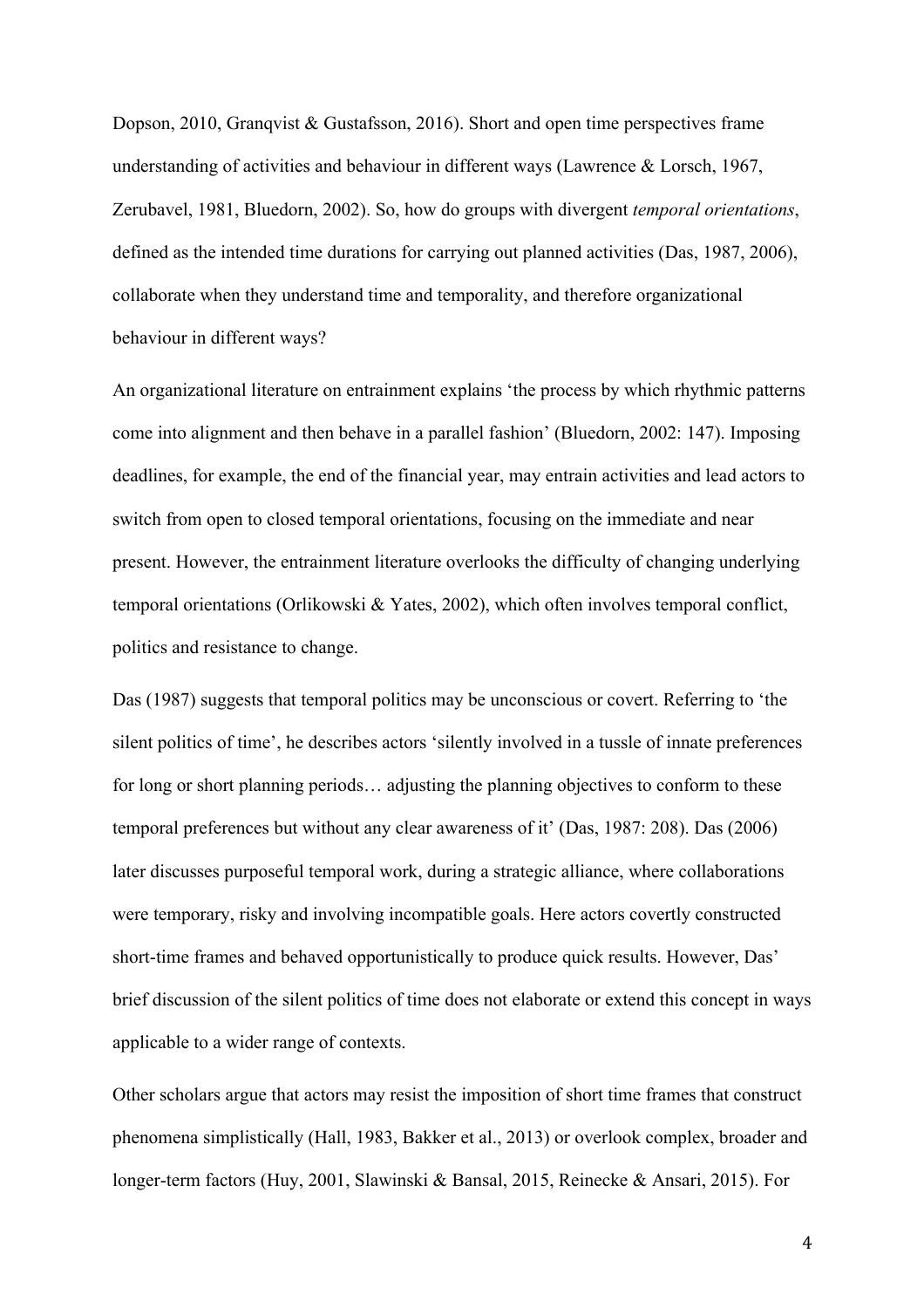Dopson, 2010, Granqvist & Gustafsson, 2016). Short and open time perspectives frame understanding of activities and behaviour in different ways (Lawrence & Lorsch, 1967, Zerubavel, 1981, Bluedorn, 2002). So, how do groups with divergent *temporal orientations*, defined as the intended time durations for carrying out planned activities (Das, 1987, 2006), collaborate when they understand time and temporality, and therefore organizational behaviour in different ways?

An organizational literature on entrainment explains 'the process by which rhythmic patterns come into alignment and then behave in a parallel fashion' (Bluedorn, 2002: 147). Imposing deadlines, for example, the end of the financial year, may entrain activities and lead actors to switch from open to closed temporal orientations, focusing on the immediate and near present. However, the entrainment literature overlooks the difficulty of changing underlying temporal orientations (Orlikowski & Yates, 2002), which often involves temporal conflict, politics and resistance to change.

Das (1987) suggests that temporal politics may be unconscious or covert. Referring to 'the silent politics of time', he describes actors 'silently involved in a tussle of innate preferences for long or short planning periods… adjusting the planning objectives to conform to these temporal preferences but without any clear awareness of it' (Das, 1987: 208). Das (2006) later discusses purposeful temporal work, during a strategic alliance, where collaborations were temporary, risky and involving incompatible goals. Here actors covertly constructed short-time frames and behaved opportunistically to produce quick results. However, Das' brief discussion of the silent politics of time does not elaborate or extend this concept in ways applicable to a wider range of contexts.

Other scholars argue that actors may resist the imposition of short time frames that construct phenomena simplistically (Hall, 1983, Bakker et al., 2013) or overlook complex, broader and longer-term factors (Huy, 2001, Slawinski & Bansal, 2015, Reinecke & Ansari, 2015). For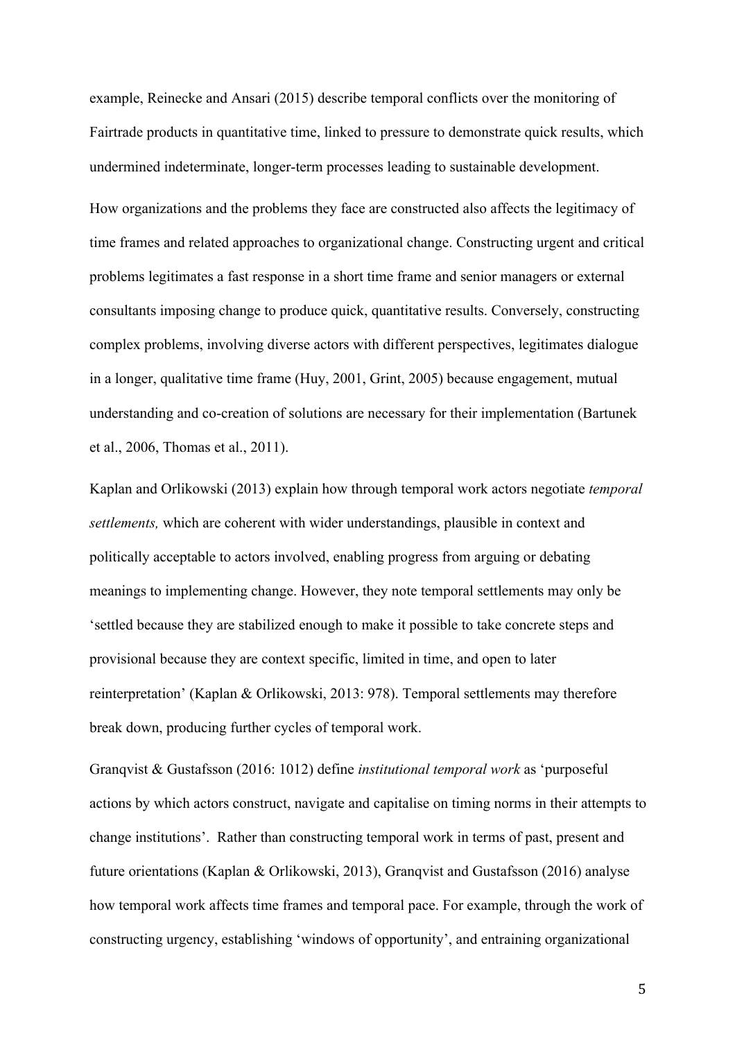example, Reinecke and Ansari (2015) describe temporal conflicts over the monitoring of Fairtrade products in quantitative time, linked to pressure to demonstrate quick results, which undermined indeterminate, longer-term processes leading to sustainable development.

How organizations and the problems they face are constructed also affects the legitimacy of time frames and related approaches to organizational change. Constructing urgent and critical problems legitimates a fast response in a short time frame and senior managers or external consultants imposing change to produce quick, quantitative results. Conversely, constructing complex problems, involving diverse actors with different perspectives, legitimates dialogue in a longer, qualitative time frame (Huy, 2001, Grint, 2005) because engagement, mutual understanding and co-creation of solutions are necessary for their implementation (Bartunek et al., 2006, Thomas et al., 2011).

Kaplan and Orlikowski (2013) explain how through temporal work actors negotiate *temporal settlements,* which are coherent with wider understandings, plausible in context and politically acceptable to actors involved, enabling progress from arguing or debating meanings to implementing change. However, they note temporal settlements may only be 'settled because they are stabilized enough to make it possible to take concrete steps and provisional because they are context specific, limited in time, and open to later reinterpretation' (Kaplan & Orlikowski, 2013: 978). Temporal settlements may therefore break down, producing further cycles of temporal work.

Granqvist & Gustafsson (2016: 1012) define *institutional temporal work* as 'purposeful actions by which actors construct, navigate and capitalise on timing norms in their attempts to change institutions'. Rather than constructing temporal work in terms of past, present and future orientations (Kaplan & Orlikowski, 2013), Granqvist and Gustafsson (2016) analyse how temporal work affects time frames and temporal pace. For example, through the work of constructing urgency, establishing 'windows of opportunity', and entraining organizational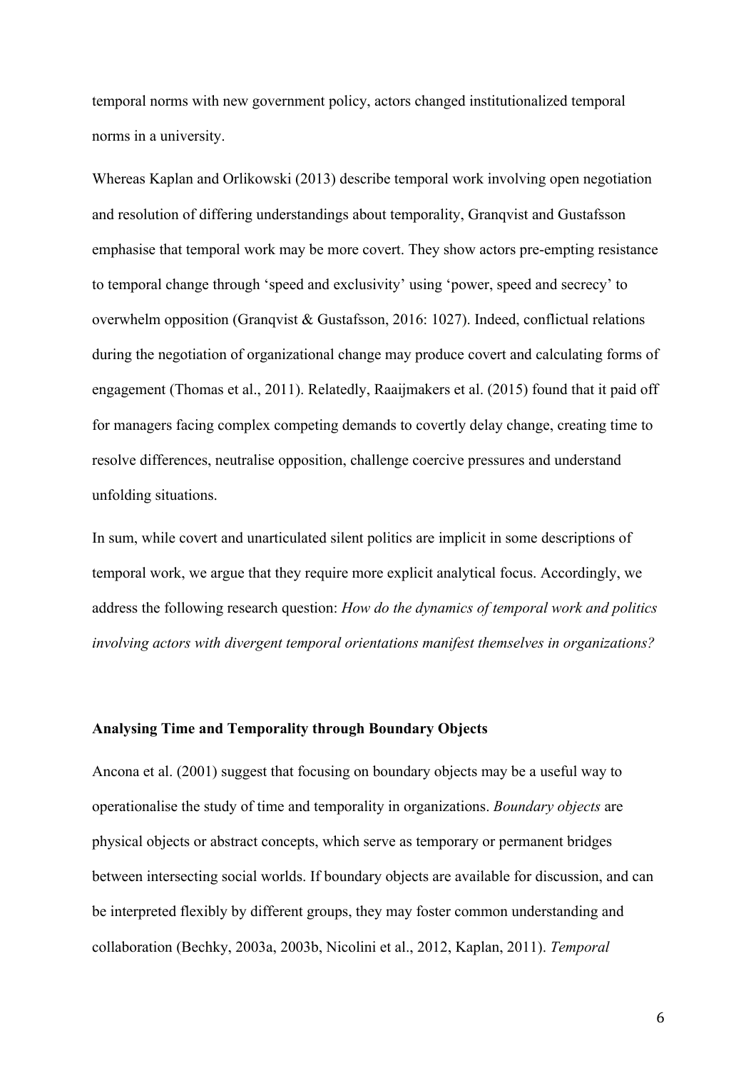temporal norms with new government policy, actors changed institutionalized temporal norms in a university.

Whereas Kaplan and Orlikowski (2013) describe temporal work involving open negotiation and resolution of differing understandings about temporality, Granqvist and Gustafsson emphasise that temporal work may be more covert. They show actors pre-empting resistance to temporal change through 'speed and exclusivity' using 'power, speed and secrecy' to overwhelm opposition (Granqvist & Gustafsson, 2016: 1027). Indeed, conflictual relations during the negotiation of organizational change may produce covert and calculating forms of engagement (Thomas et al., 2011). Relatedly, Raaijmakers et al. (2015) found that it paid off for managers facing complex competing demands to covertly delay change, creating time to resolve differences, neutralise opposition, challenge coercive pressures and understand unfolding situations.

In sum, while covert and unarticulated silent politics are implicit in some descriptions of temporal work, we argue that they require more explicit analytical focus. Accordingly, we address the following research question: *How do the dynamics of temporal work and politics involving actors with divergent temporal orientations manifest themselves in organizations?*

### Analysing Time and Temporality through Boundary Objects

Ancona et al. (2001) suggest that focusing on boundary objects may be a useful way to operationalise the study of time and temporality in organizations. *Boundary objects* are physical objects or abstract concepts, which serve as temporary or permanent bridges between intersecting social worlds. If boundary objects are available for discussion, and can be interpreted flexibly by different groups, they may foster common understanding and collaboration (Bechky, 2003a, 2003b, Nicolini et al., 2012, Kaplan, 2011). *Temporal*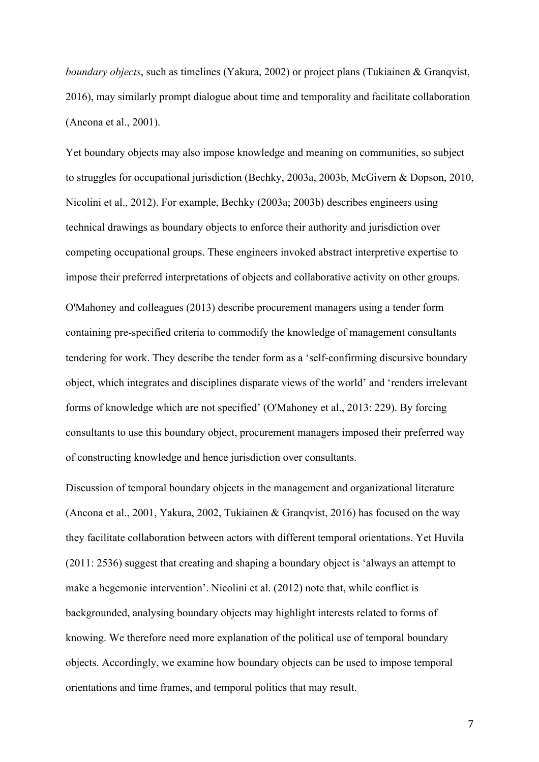*boundary objects*, such as timelines (Yakura, 2002) or project plans (Tukiainen & Granqvist, 2016), may similarly prompt dialogue about time and temporality and facilitate collaboration (Ancona et al., 2001).

Yet boundary objects may also impose knowledge and meaning on communities, so subject to struggles for occupational jurisdiction (Bechky, 2003a, 2003b, McGivern & Dopson, 2010, Nicolini et al., 2012). For example, Bechky (2003a; 2003b) describes engineers using technical drawings as boundary objects to enforce their authority and jurisdiction over competing occupational groups. These engineers invoked abstract interpretive expertise to impose their preferred interpretations of objects and collaborative activity on other groups.

O'Mahoney and colleagues (2013) describe procurement managers using a tender form containing pre-specified criteria to commodify the knowledge of management consultants tendering for work. They describe the tender form as a 'self-confirming discursive boundary object, which integrates and disciplines disparate views of the world' and 'renders irrelevant forms of knowledge which are not specified' (O'Mahoney et al., 2013: 229). By forcing consultants to use this boundary object, procurement managers imposed their preferred way of constructing knowledge and hence jurisdiction over consultants.

Discussion of temporal boundary objects in the management and organizational literature (Ancona et al., 2001, Yakura, 2002, Tukiainen & Granqvist, 2016) has focused on the way they facilitate collaboration between actors with different temporal orientations. Yet Huvila (2011: 2536) suggest that creating and shaping a boundary object is 'always an attempt to make a hegemonic intervention'. Nicolini et al. (2012) note that, while conflict is backgrounded, analysing boundary objects may highlight interests related to forms of knowing. We therefore need more explanation of the political use of temporal boundary objects. Accordingly, we examine how boundary objects can be used to impose temporal orientations and time frames, and temporal politics that may result.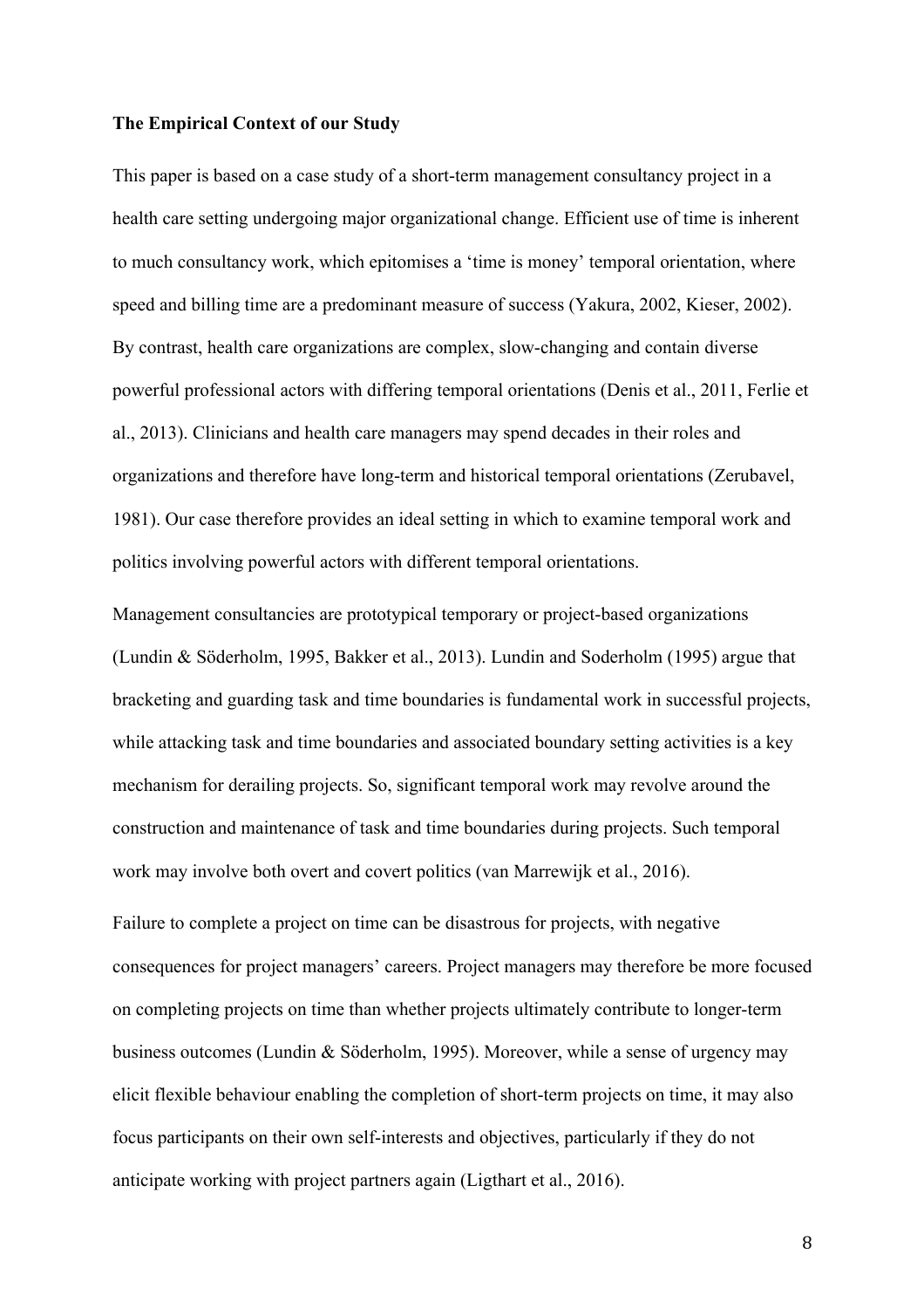**The Empirical Context of our Study**

This paper is based on a case study of a short-term management consultancy project in a health care setting undergoing major organizational change. Efficient use of time is inherent to much consultancy work, which epitomises a 'time is money' temporal orientation, where speed and billing time are a predominant measure of success (Yakura, 2002, Kieser, 2002). By contrast, health care organizations are complex, slow-changing and contain diverse powerful professional actors with differing temporal orientations (Denis et al., 2011, Ferlie et al., 2013). Clinicians and health care managers may spend decades in their roles and organizations and therefore have long-term and historical temporal orientations (Zerubavel, 1981). Our case therefore provides an ideal setting in which to examine temporal work and politics involving powerful actors with different temporal orientations.

Management consultancies are prototypical temporary or project-based organizations (Lundin & Söderholm, 1995, Bakker et al., 2013). Lundin and Soderholm (1995) argue that bracketing and guarding task and time boundaries is fundamental work in successful projects, while attacking task and time boundaries and associated boundary setting activities is a key mechanism for derailing projects. So, significant temporal work may revolve around the construction and maintenance of task and time boundaries during projects. Such temporal work may involve both overt and covert politics (van Marrewijk et al., 2016).

Failure to complete a project on time can be disastrous for projects, with negative consequences for project managers' careers. Project managers may therefore be more focused on completing projects on time than whether projects ultimately contribute to longer-term business outcomes (Lundin & Söderholm, 1995). Moreover, while a sense of urgency may elicit flexible behaviour enabling the completion of short-term projects on time, it may also focus participants on their own self-interests and objectives, particularly if they do not anticipate working with project partners again (Ligthart et al., 2016).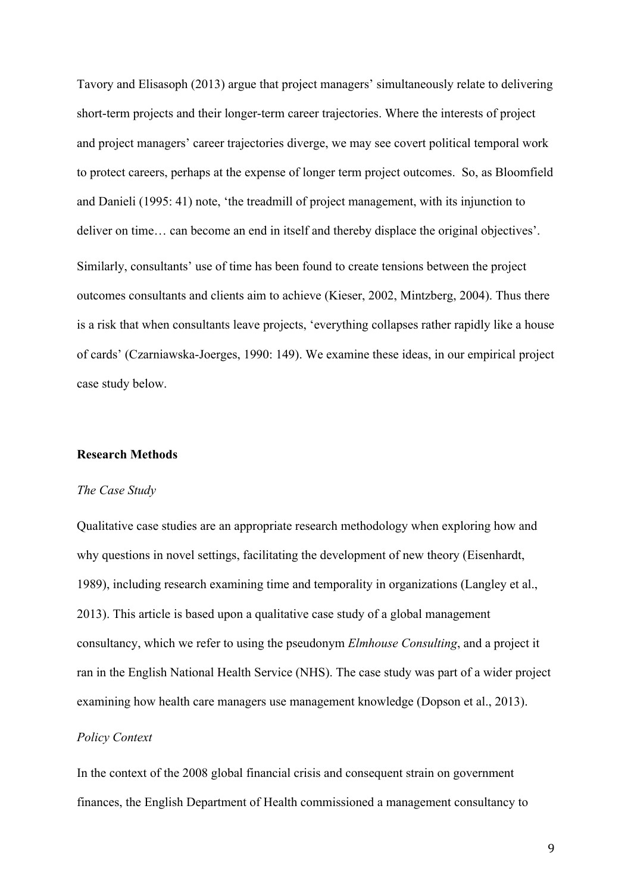Tavory and Elisasoph (2013) argue that project managers' simultaneously relate to delivering short-term projects and their longer-term career trajectories. Where the interests of project and project managers' career trajectories diverge, we may see covert political temporal work to protect careers, perhaps at the expense of longer term project outcomes. So, as Bloomfield and Danieli (1995: 41) note, 'the treadmill of project management, with its injunction to deliver on time… can become an end in itself and thereby displace the original objectives'.

Similarly, consultants' use of time has been found to create tensions between the project outcomes consultants and clients aim to achieve (Kieser, 2002, Mintzberg, 2004). Thus there is a risk that when consultants leave projects, 'everything collapses rather rapidly like a house of cards' (Czarniawska-Joerges, 1990: 149). We examine these ideas, in our empirical project case study below.

## Research Methods

### *The Case Study*

Qualitative case studies are an appropriate research methodology when exploring how and why questions in novel settings, facilitating the development of new theory (Eisenhardt, 1989), including research examining time and temporality in organizations (Langley et al., 2013). This article is based upon a qualitative case study of a global management consultancy, which we refer to using the pseudonym *Elmhouse Consulting*, and a project it ran in the English National Health Service (NHS). The case study was part of a wider project examining how health care managers use management knowledge (Dopson et al., 2013).

### *Policy Context*

In the context of the 2008 global financial crisis and consequent strain on government finances, the English Department of Health commissioned a management consultancy to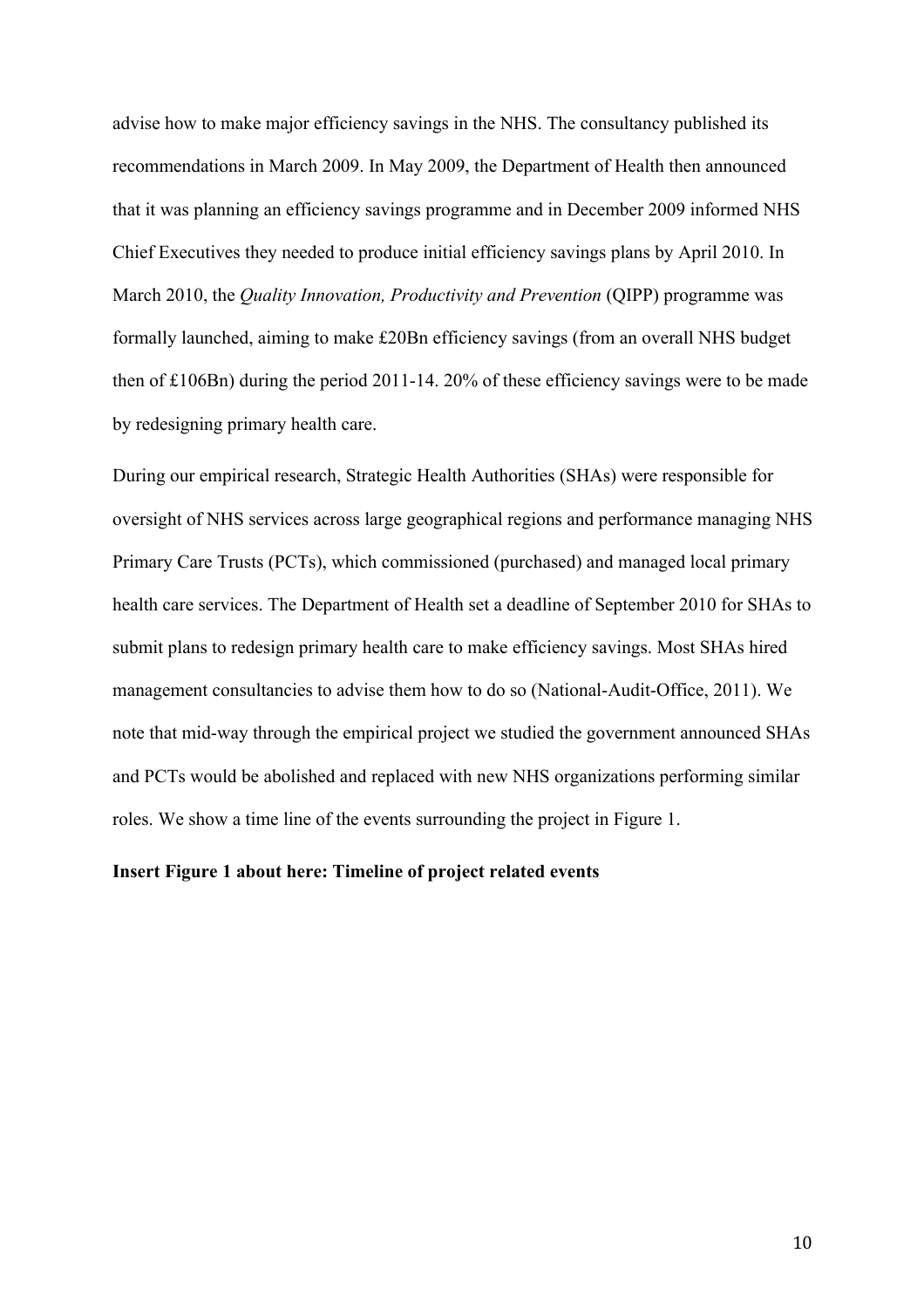advise how to make major efficiency savings in the NHS. The consultancy published its recommendations in March 2009. In May 2009, the Department of Health then announced that it was planning an efficiency savings programme and in December 2009 informed NHS Chief Executives they needed to produce initial efficiency savings plans by April 2010. In March 2010, the *Quality Innovation, Productivity and Prevention* (QIPP) programme was formally launched, aiming to make £20Bn efficiency savings (from an overall NHS budget then of £106Bn) during the period 2011-14. 20% of these efficiency savings were to be made by redesigning primary health care.

During our empirical research, Strategic Health Authorities (SHAs) were responsible for oversight of NHS services across large geographical regions and performance managing NHS Primary Care Trusts (PCTs), which commissioned (purchased) and managed local primary health care services. The Department of Health set a deadline of September 2010 for SHAs to submit plans to redesign primary health care to make efficiency savings. Most SHAs hired management consultancies to advise them how to do so (National-Audit-Office, 2011). We note that mid-way through the empirical project we studied the government announced SHAs and PCTs would be abolished and replaced with new NHS organizations performing similar roles. We show a time line of the events surrounding the project in Figure 1.

**Insert Figure 1 about here: Timeline of project related events**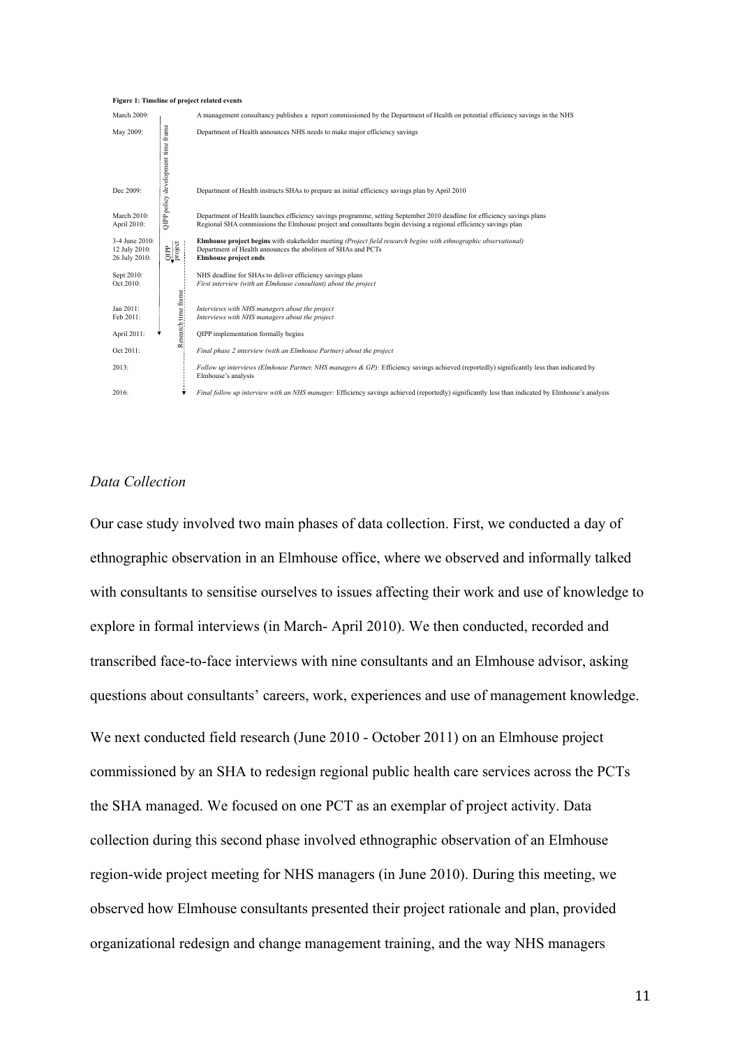**Figure 1: Timeline of project related events**

| Date | Event |
|---|---|
| March 2009: | A management consultancy publishes a report commissioned by the Department of Health on potential efficiency savings in the NHS |
| May 2009: | Department of Health announces NHS needs to make major efficiency savings |
| Dec 2009: | Department of Health instructs SHAs to prepare an initial efficiency savings plan by April 2010 |
| March 2010: | Department of Health launches efficiency savings programme, setting September 2010 deadline for efficiency savings plans |
| April 2010: | Regional SHA commissions the Elmhouse project and consultants begin devising a regional efficiency savings plan |
| 3-4 June 2010: | **Elmhouse project begins** with stakeholder meeting *(Project field research begins with ethnographic observational)* |
| 12 July 2010: | Department of Health announces the abolition of SHAs and PCTs |
| 26 July 2010: | **Elmhouse project ends** |
| Sept 2010: | NHS deadline for SHAs to deliver efficiency savings plans |
| Oct 2010: | *First interview (with an Elmhouse consultant) about the project* |
| Jan 2011: | *Interviews with NHS managers about the project* |
| Feb 2011: | *Interviews with NHS managers about the project* |
| April 2011: | QIPP implementation formally begins |
| Oct 2011: | *Final phase 2 interview (with an Elmhouse Partner) about the project* |
| 2013: | *Follow up interviews (Elmhouse Partner, NHS managers & GP):* Efficiency savings achieved (reportedly) significantly less than indicated by Elmhouse's analysis |
| 2016: | *Final follow up interview with an NHS manager:* Efficiency savings achieved (reportedly) significantly less than indicated by Elmhouse's analysis |

Vertical timeline labels: QIPP policy development time frame (March 2009 – April 2011); QIPP project (3-4 June 2010 – 26 July 2010); Research time frame (3-4 June 2010 – 2016).

*Data Collection*

Our case study involved two main phases of data collection. First, we conducted a day of ethnographic observation in an Elmhouse office, where we observed and informally talked with consultants to sensitise ourselves to issues affecting their work and use of knowledge to explore in formal interviews (in March- April 2010). We then conducted, recorded and transcribed face-to-face interviews with nine consultants and an Elmhouse advisor, asking questions about consultants' careers, work, experiences and use of management knowledge.

We next conducted field research (June 2010 - October 2011) on an Elmhouse project commissioned by an SHA to redesign regional public health care services across the PCTs the SHA managed. We focused on one PCT as an exemplar of project activity. Data collection during this second phase involved ethnographic observation of an Elmhouse region-wide project meeting for NHS managers (in June 2010). During this meeting, we observed how Elmhouse consultants presented their project rationale and plan, provided organizational redesign and change management training, and the way NHS managers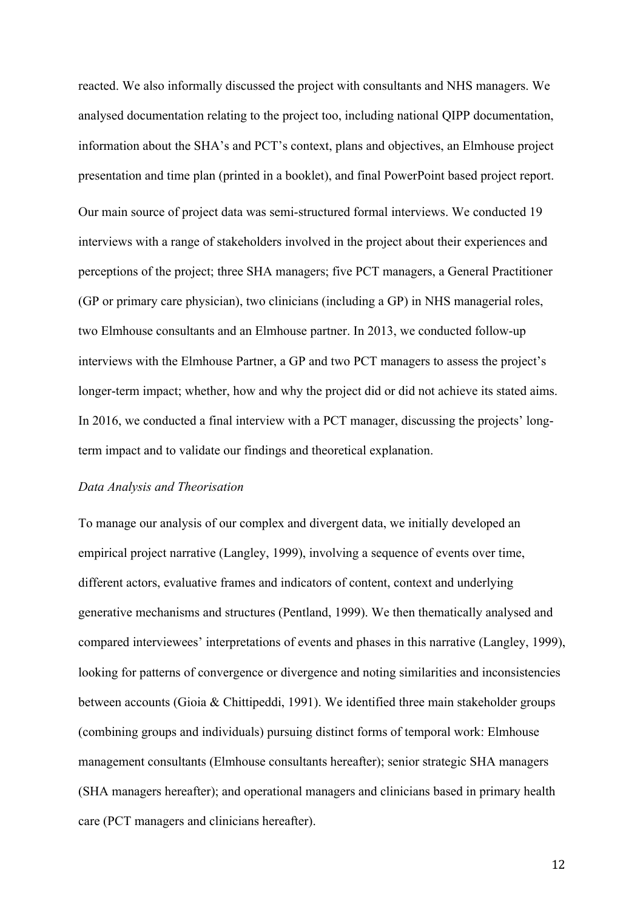reacted. We also informally discussed the project with consultants and NHS managers. We analysed documentation relating to the project too, including national QIPP documentation, information about the SHA's and PCT's context, plans and objectives, an Elmhouse project presentation and time plan (printed in a booklet), and final PowerPoint based project report.

Our main source of project data was semi-structured formal interviews. We conducted 19 interviews with a range of stakeholders involved in the project about their experiences and perceptions of the project; three SHA managers; five PCT managers, a General Practitioner (GP or primary care physician), two clinicians (including a GP) in NHS managerial roles, two Elmhouse consultants and an Elmhouse partner. In 2013, we conducted follow-up interviews with the Elmhouse Partner, a GP and two PCT managers to assess the project's longer-term impact; whether, how and why the project did or did not achieve its stated aims. In 2016, we conducted a final interview with a PCT manager, discussing the projects' long-term impact and to validate our findings and theoretical explanation.

*Data Analysis and Theorisation*

To manage our analysis of our complex and divergent data, we initially developed an empirical project narrative (Langley, 1999), involving a sequence of events over time, different actors, evaluative frames and indicators of content, context and underlying generative mechanisms and structures (Pentland, 1999). We then thematically analysed and compared interviewees' interpretations of events and phases in this narrative (Langley, 1999), looking for patterns of convergence or divergence and noting similarities and inconsistencies between accounts (Gioia & Chittipeddi, 1991). We identified three main stakeholder groups (combining groups and individuals) pursuing distinct forms of temporal work: Elmhouse management consultants (Elmhouse consultants hereafter); senior strategic SHA managers (SHA managers hereafter); and operational managers and clinicians based in primary health care (PCT managers and clinicians hereafter).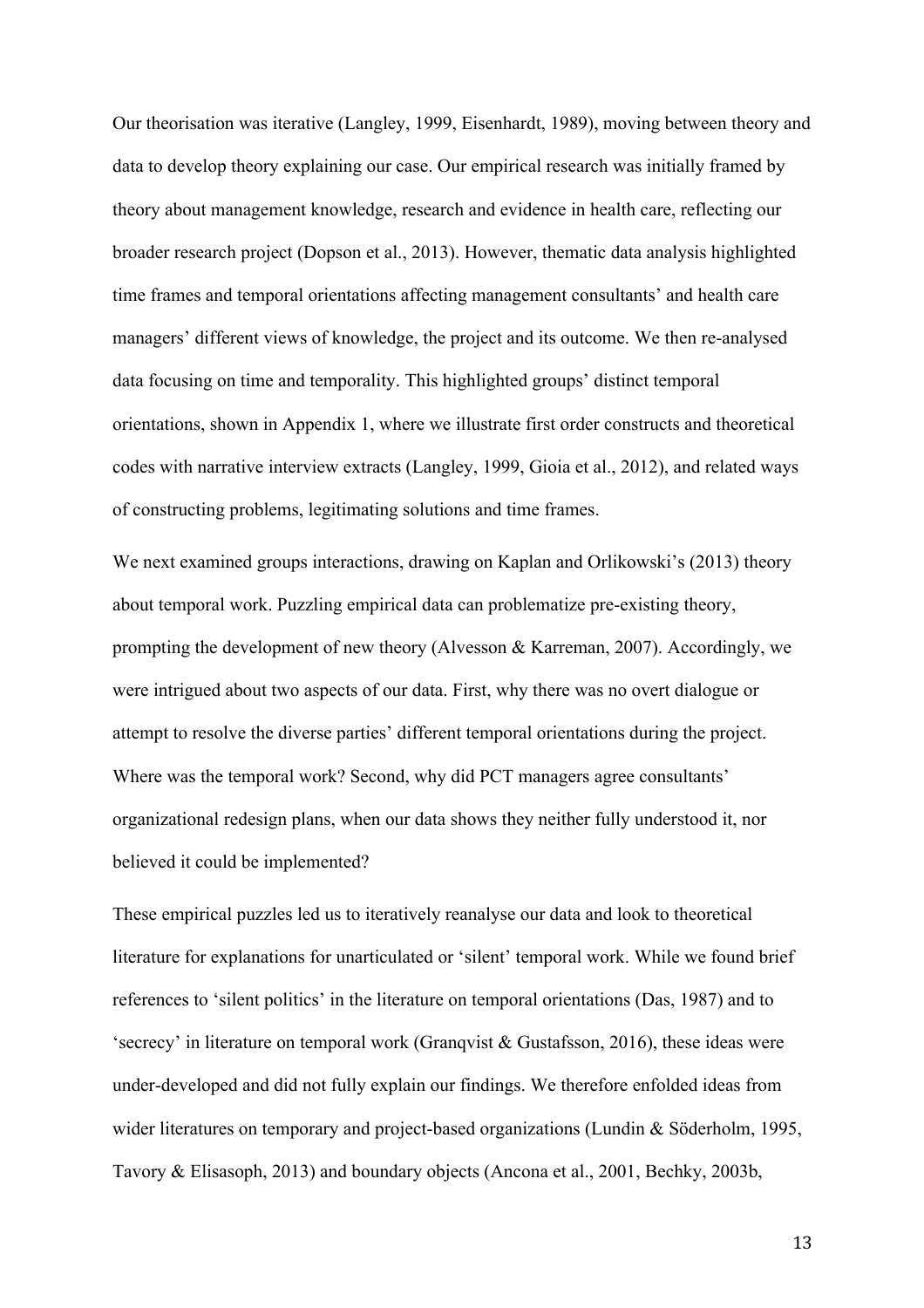Our theorisation was iterative (Langley, 1999, Eisenhardt, 1989), moving between theory and data to develop theory explaining our case. Our empirical research was initially framed by theory about management knowledge, research and evidence in health care, reflecting our broader research project (Dopson et al., 2013). However, thematic data analysis highlighted time frames and temporal orientations affecting management consultants' and health care managers' different views of knowledge, the project and its outcome. We then re-analysed data focusing on time and temporality. This highlighted groups' distinct temporal orientations, shown in Appendix 1, where we illustrate first order constructs and theoretical codes with narrative interview extracts (Langley, 1999, Gioia et al., 2012), and related ways of constructing problems, legitimating solutions and time frames.

We next examined groups interactions, drawing on Kaplan and Orlikowski's (2013) theory about temporal work. Puzzling empirical data can problematize pre-existing theory, prompting the development of new theory (Alvesson & Karreman, 2007). Accordingly, we were intrigued about two aspects of our data. First, why there was no overt dialogue or attempt to resolve the diverse parties' different temporal orientations during the project. Where was the temporal work? Second, why did PCT managers agree consultants' organizational redesign plans, when our data shows they neither fully understood it, nor believed it could be implemented?

These empirical puzzles led us to iteratively reanalyse our data and look to theoretical literature for explanations for unarticulated or 'silent' temporal work. While we found brief references to 'silent politics' in the literature on temporal orientations (Das, 1987) and to 'secrecy' in literature on temporal work (Granqvist & Gustafsson, 2016), these ideas were under-developed and did not fully explain our findings. We therefore enfolded ideas from wider literatures on temporary and project-based organizations (Lundin & Söderholm, 1995, Tavory & Elisasoph, 2013) and boundary objects (Ancona et al., 2001, Bechky, 2003b,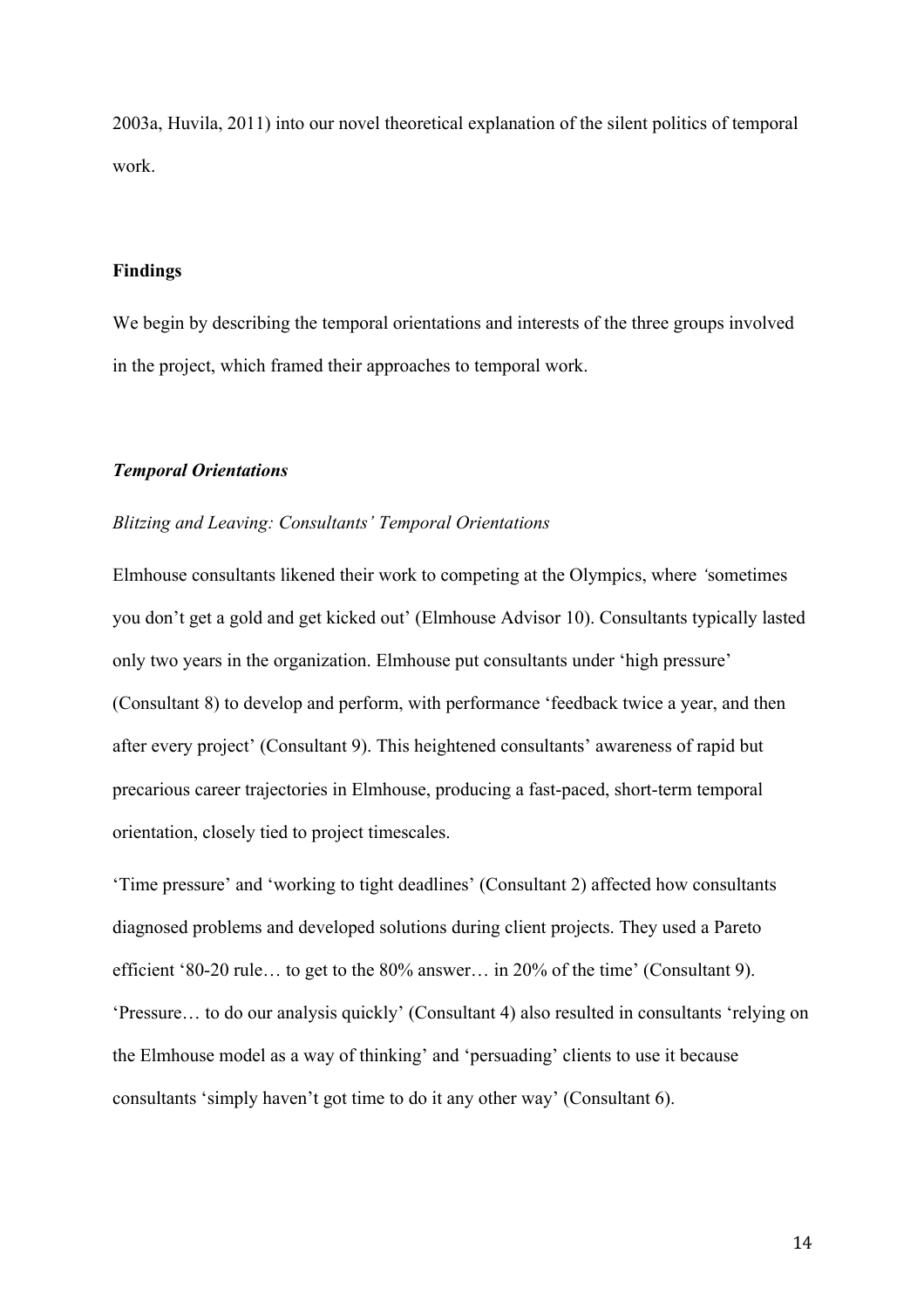2003a, Huvila, 2011) into our novel theoretical explanation of the silent politics of temporal work.

## Findings

We begin by describing the temporal orientations and interests of the three groups involved in the project, which framed their approaches to temporal work.

### *Temporal Orientations*

#### *Blitzing and Leaving: Consultants' Temporal Orientations*

Elmhouse consultants likened their work to competing at the Olympics, where *'*sometimes you don't get a gold and get kicked out' (Elmhouse Advisor 10). Consultants typically lasted only two years in the organization. Elmhouse put consultants under 'high pressure' (Consultant 8) to develop and perform, with performance 'feedback twice a year, and then after every project' (Consultant 9). This heightened consultants' awareness of rapid but precarious career trajectories in Elmhouse, producing a fast-paced, short-term temporal orientation, closely tied to project timescales.

'Time pressure' and 'working to tight deadlines' (Consultant 2) affected how consultants diagnosed problems and developed solutions during client projects. They used a Pareto efficient '80-20 rule… to get to the 80% answer… in 20% of the time' (Consultant 9). 'Pressure… to do our analysis quickly' (Consultant 4) also resulted in consultants 'relying on the Elmhouse model as a way of thinking' and 'persuading' clients to use it because consultants 'simply haven't got time to do it any other way' (Consultant 6).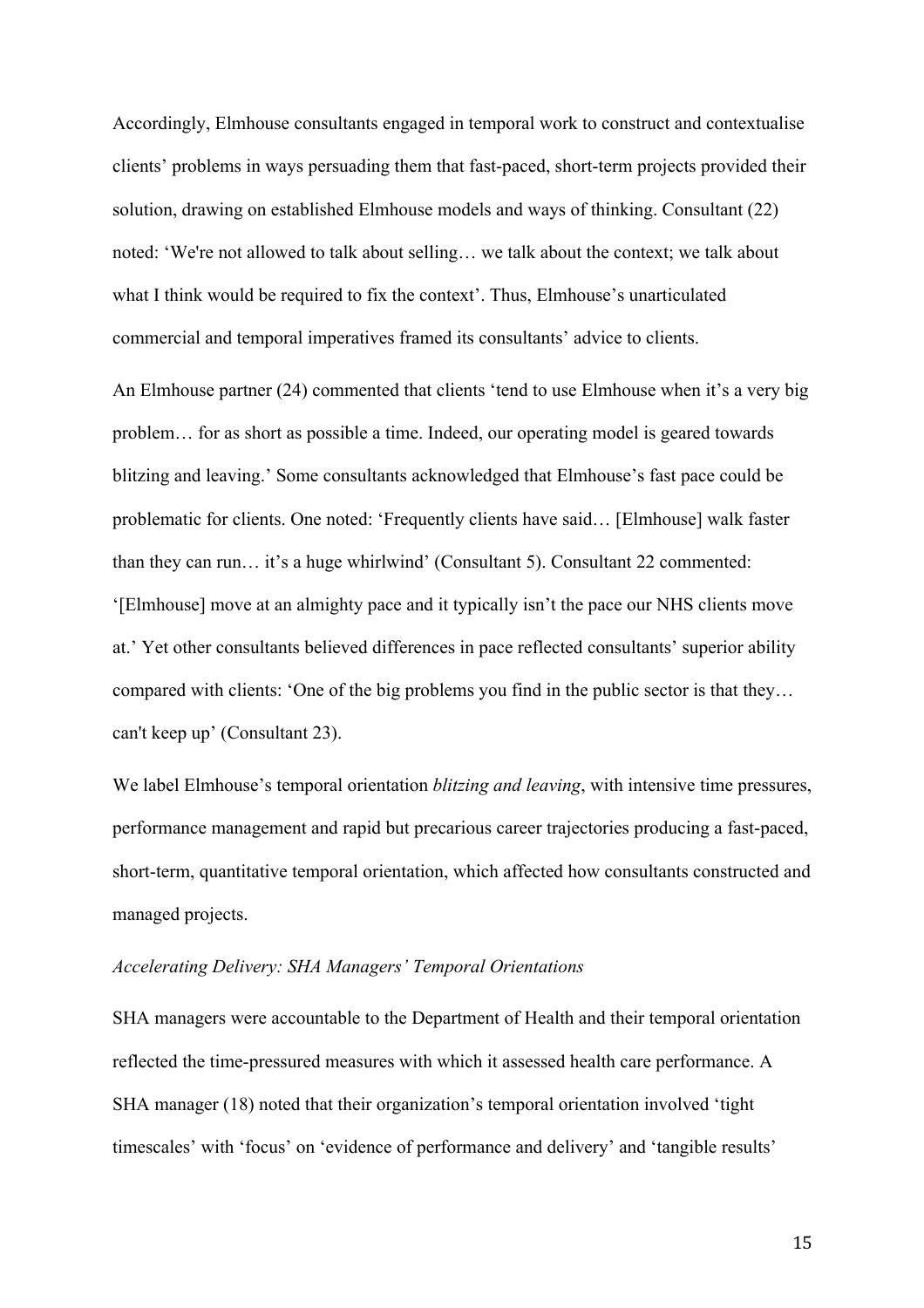Accordingly, Elmhouse consultants engaged in temporal work to construct and contextualise clients' problems in ways persuading them that fast-paced, short-term projects provided their solution, drawing on established Elmhouse models and ways of thinking. Consultant (22) noted: 'We're not allowed to talk about selling… we talk about the context; we talk about what I think would be required to fix the context'. Thus, Elmhouse's unarticulated commercial and temporal imperatives framed its consultants' advice to clients.

An Elmhouse partner (24) commented that clients 'tend to use Elmhouse when it's a very big problem… for as short as possible a time. Indeed, our operating model is geared towards blitzing and leaving.' Some consultants acknowledged that Elmhouse's fast pace could be problematic for clients. One noted: 'Frequently clients have said… [Elmhouse] walk faster than they can run… it's a huge whirlwind' (Consultant 5). Consultant 22 commented: '[Elmhouse] move at an almighty pace and it typically isn't the pace our NHS clients move at.' Yet other consultants believed differences in pace reflected consultants' superior ability compared with clients: 'One of the big problems you find in the public sector is that they… can't keep up' (Consultant 23).

We label Elmhouse's temporal orientation *blitzing and leaving*, with intensive time pressures, performance management and rapid but precarious career trajectories producing a fast-paced, short-term, quantitative temporal orientation, which affected how consultants constructed and managed projects.

### *Accelerating Delivery: SHA Managers' Temporal Orientations*

SHA managers were accountable to the Department of Health and their temporal orientation reflected the time-pressured measures with which it assessed health care performance. A SHA manager (18) noted that their organization's temporal orientation involved 'tight timescales' with 'focus' on 'evidence of performance and delivery' and 'tangible results'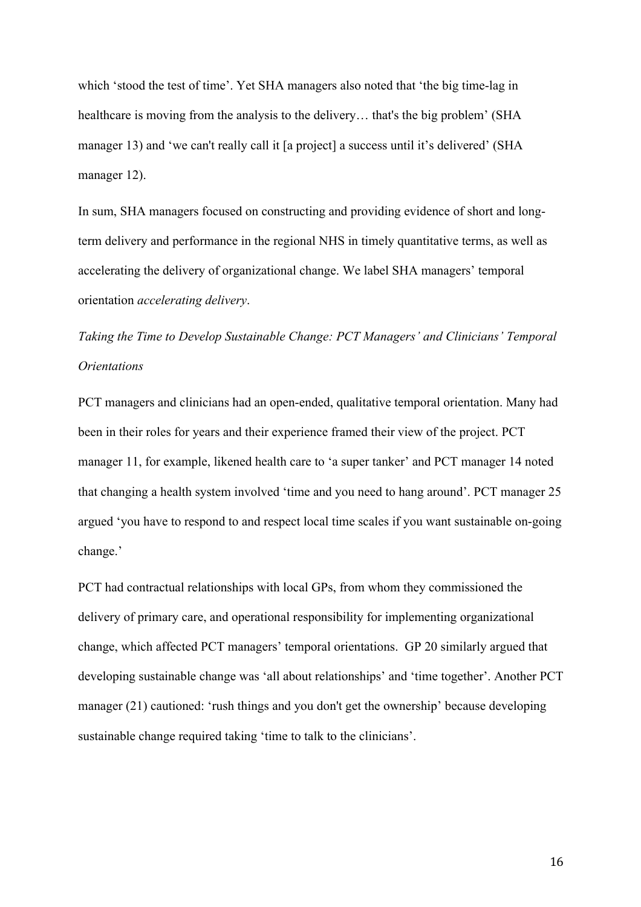which 'stood the test of time'. Yet SHA managers also noted that 'the big time-lag in healthcare is moving from the analysis to the delivery… that's the big problem' (SHA manager 13) and 'we can't really call it [a project] a success until it's delivered' (SHA manager 12).

In sum, SHA managers focused on constructing and providing evidence of short and long-term delivery and performance in the regional NHS in timely quantitative terms, as well as accelerating the delivery of organizational change. We label SHA managers' temporal orientation *accelerating delivery*.

*Taking the Time to Develop Sustainable Change: PCT Managers' and Clinicians' Temporal Orientations*

PCT managers and clinicians had an open-ended, qualitative temporal orientation. Many had been in their roles for years and their experience framed their view of the project. PCT manager 11, for example, likened health care to 'a super tanker' and PCT manager 14 noted that changing a health system involved 'time and you need to hang around'. PCT manager 25 argued 'you have to respond to and respect local time scales if you want sustainable on-going change.'

PCT had contractual relationships with local GPs, from whom they commissioned the delivery of primary care, and operational responsibility for implementing organizational change, which affected PCT managers' temporal orientations. GP 20 similarly argued that developing sustainable change was 'all about relationships' and 'time together'. Another PCT manager (21) cautioned: 'rush things and you don't get the ownership' because developing sustainable change required taking 'time to talk to the clinicians'.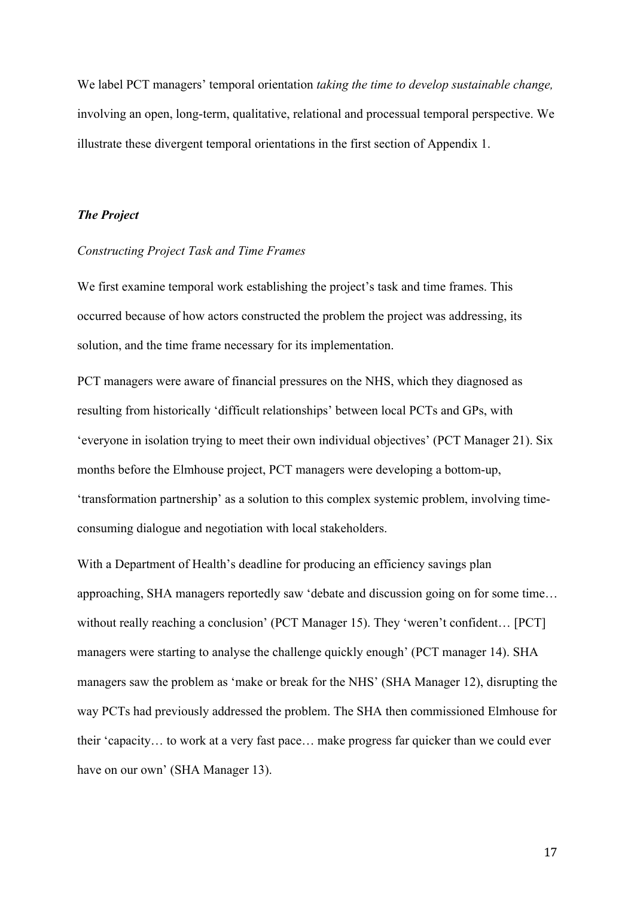We label PCT managers' temporal orientation *taking the time to develop sustainable change,* involving an open, long-term, qualitative, relational and processual temporal perspective. We illustrate these divergent temporal orientations in the first section of Appendix 1.

### *The Project*

#### *Constructing Project Task and Time Frames*

We first examine temporal work establishing the project's task and time frames. This occurred because of how actors constructed the problem the project was addressing, its solution, and the time frame necessary for its implementation.

PCT managers were aware of financial pressures on the NHS, which they diagnosed as resulting from historically 'difficult relationships' between local PCTs and GPs, with 'everyone in isolation trying to meet their own individual objectives' (PCT Manager 21). Six months before the Elmhouse project, PCT managers were developing a bottom-up, 'transformation partnership' as a solution to this complex systemic problem, involving time-consuming dialogue and negotiation with local stakeholders.

With a Department of Health's deadline for producing an efficiency savings plan approaching, SHA managers reportedly saw 'debate and discussion going on for some time… without really reaching a conclusion' (PCT Manager 15). They 'weren't confident… [PCT] managers were starting to analyse the challenge quickly enough' (PCT manager 14). SHA managers saw the problem as 'make or break for the NHS' (SHA Manager 12), disrupting the way PCTs had previously addressed the problem. The SHA then commissioned Elmhouse for their 'capacity… to work at a very fast pace… make progress far quicker than we could ever have on our own' (SHA Manager 13).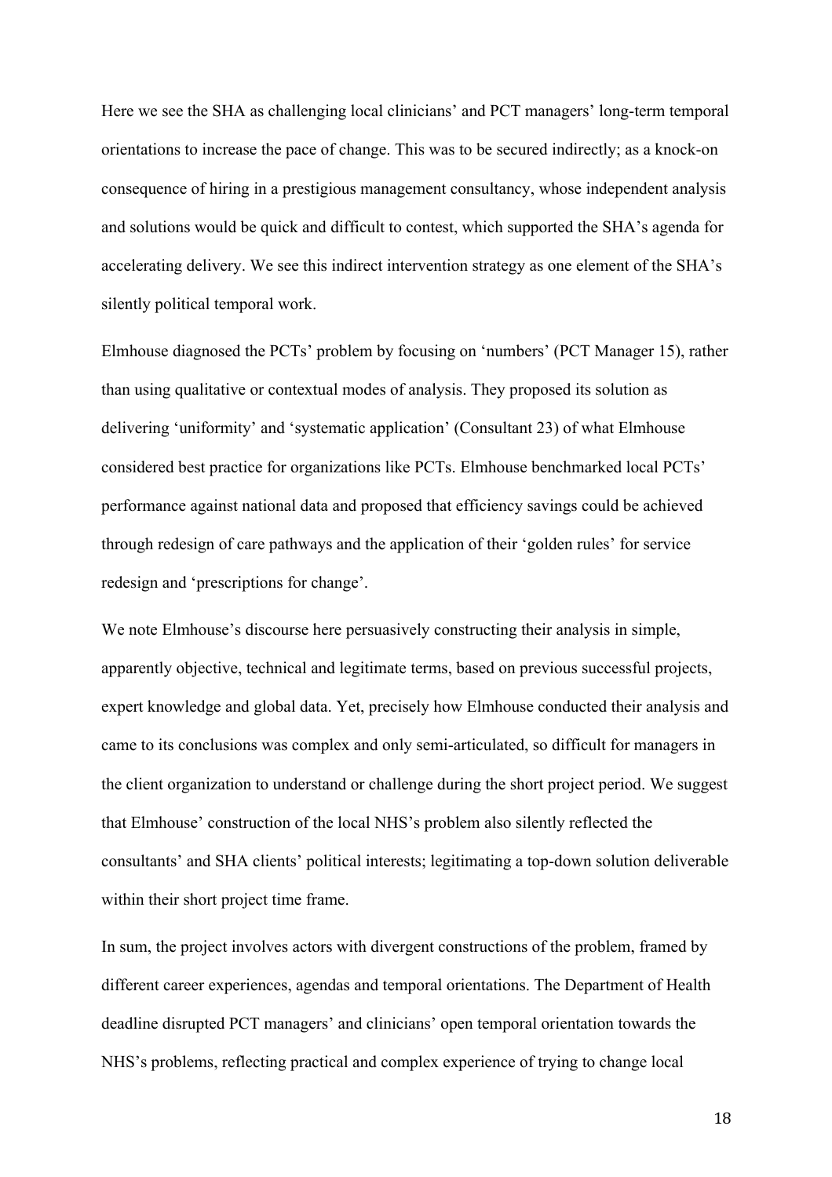Here we see the SHA as challenging local clinicians' and PCT managers' long-term temporal orientations to increase the pace of change. This was to be secured indirectly; as a knock-on consequence of hiring in a prestigious management consultancy, whose independent analysis and solutions would be quick and difficult to contest, which supported the SHA's agenda for accelerating delivery. We see this indirect intervention strategy as one element of the SHA's silently political temporal work.

Elmhouse diagnosed the PCTs' problem by focusing on 'numbers' (PCT Manager 15), rather than using qualitative or contextual modes of analysis. They proposed its solution as delivering 'uniformity' and 'systematic application' (Consultant 23) of what Elmhouse considered best practice for organizations like PCTs. Elmhouse benchmarked local PCTs' performance against national data and proposed that efficiency savings could be achieved through redesign of care pathways and the application of their 'golden rules' for service redesign and 'prescriptions for change'.

We note Elmhouse's discourse here persuasively constructing their analysis in simple, apparently objective, technical and legitimate terms, based on previous successful projects, expert knowledge and global data. Yet, precisely how Elmhouse conducted their analysis and came to its conclusions was complex and only semi-articulated, so difficult for managers in the client organization to understand or challenge during the short project period. We suggest that Elmhouse' construction of the local NHS's problem also silently reflected the consultants' and SHA clients' political interests; legitimating a top-down solution deliverable within their short project time frame.

In sum, the project involves actors with divergent constructions of the problem, framed by different career experiences, agendas and temporal orientations. The Department of Health deadline disrupted PCT managers' and clinicians' open temporal orientation towards the NHS's problems, reflecting practical and complex experience of trying to change local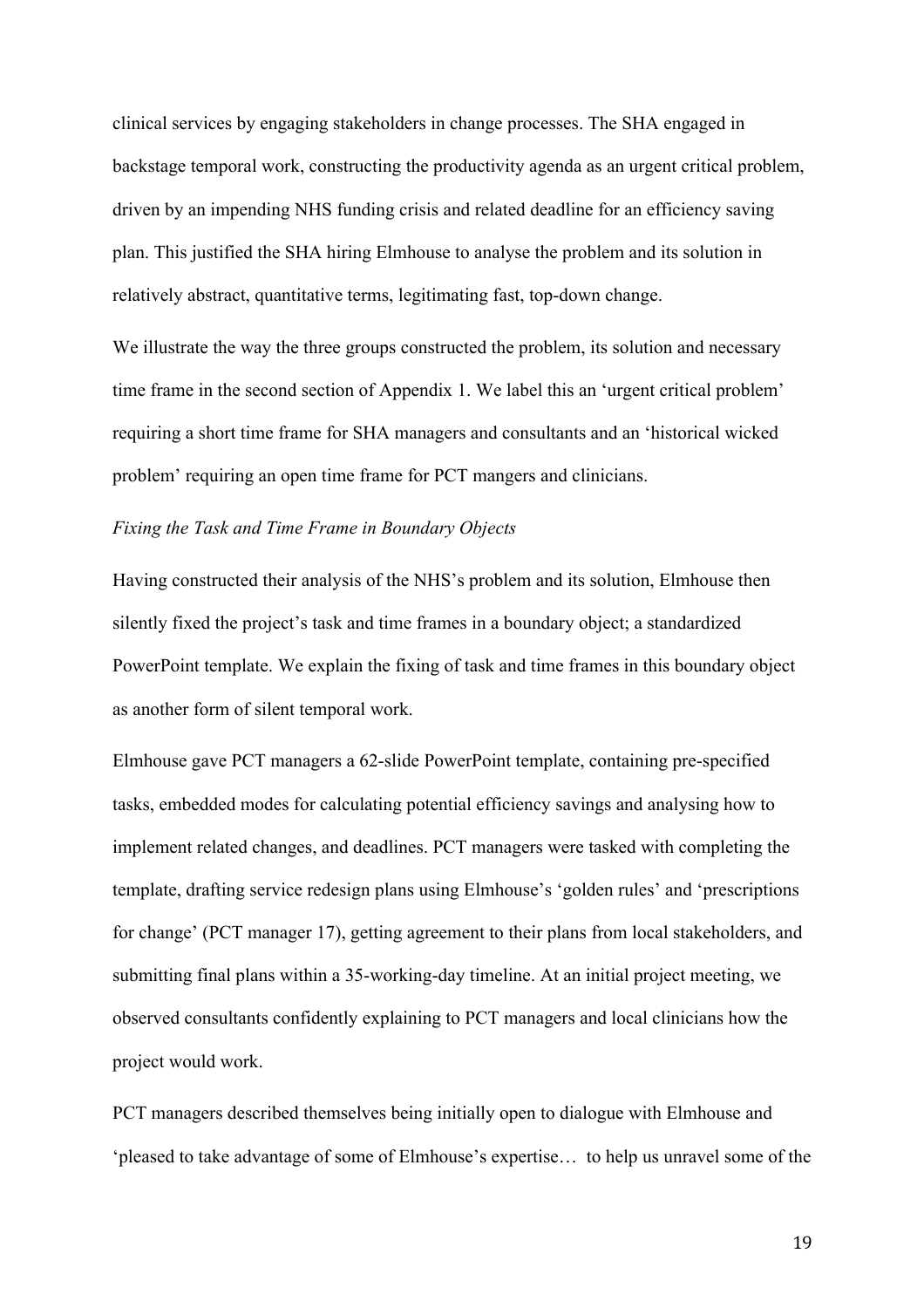clinical services by engaging stakeholders in change processes. The SHA engaged in backstage temporal work, constructing the productivity agenda as an urgent critical problem, driven by an impending NHS funding crisis and related deadline for an efficiency saving plan. This justified the SHA hiring Elmhouse to analyse the problem and its solution in relatively abstract, quantitative terms, legitimating fast, top-down change.

We illustrate the way the three groups constructed the problem, its solution and necessary time frame in the second section of Appendix 1. We label this an 'urgent critical problem' requiring a short time frame for SHA managers and consultants and an 'historical wicked problem' requiring an open time frame for PCT mangers and clinicians.

*Fixing the Task and Time Frame in Boundary Objects*

Having constructed their analysis of the NHS's problem and its solution, Elmhouse then silently fixed the project's task and time frames in a boundary object; a standardized PowerPoint template. We explain the fixing of task and time frames in this boundary object as another form of silent temporal work.

Elmhouse gave PCT managers a 62-slide PowerPoint template, containing pre-specified tasks, embedded modes for calculating potential efficiency savings and analysing how to implement related changes, and deadlines. PCT managers were tasked with completing the template, drafting service redesign plans using Elmhouse's 'golden rules' and 'prescriptions for change' (PCT manager 17), getting agreement to their plans from local stakeholders, and submitting final plans within a 35-working-day timeline. At an initial project meeting, we observed consultants confidently explaining to PCT managers and local clinicians how the project would work.

PCT managers described themselves being initially open to dialogue with Elmhouse and 'pleased to take advantage of some of Elmhouse's expertise… to help us unravel some of the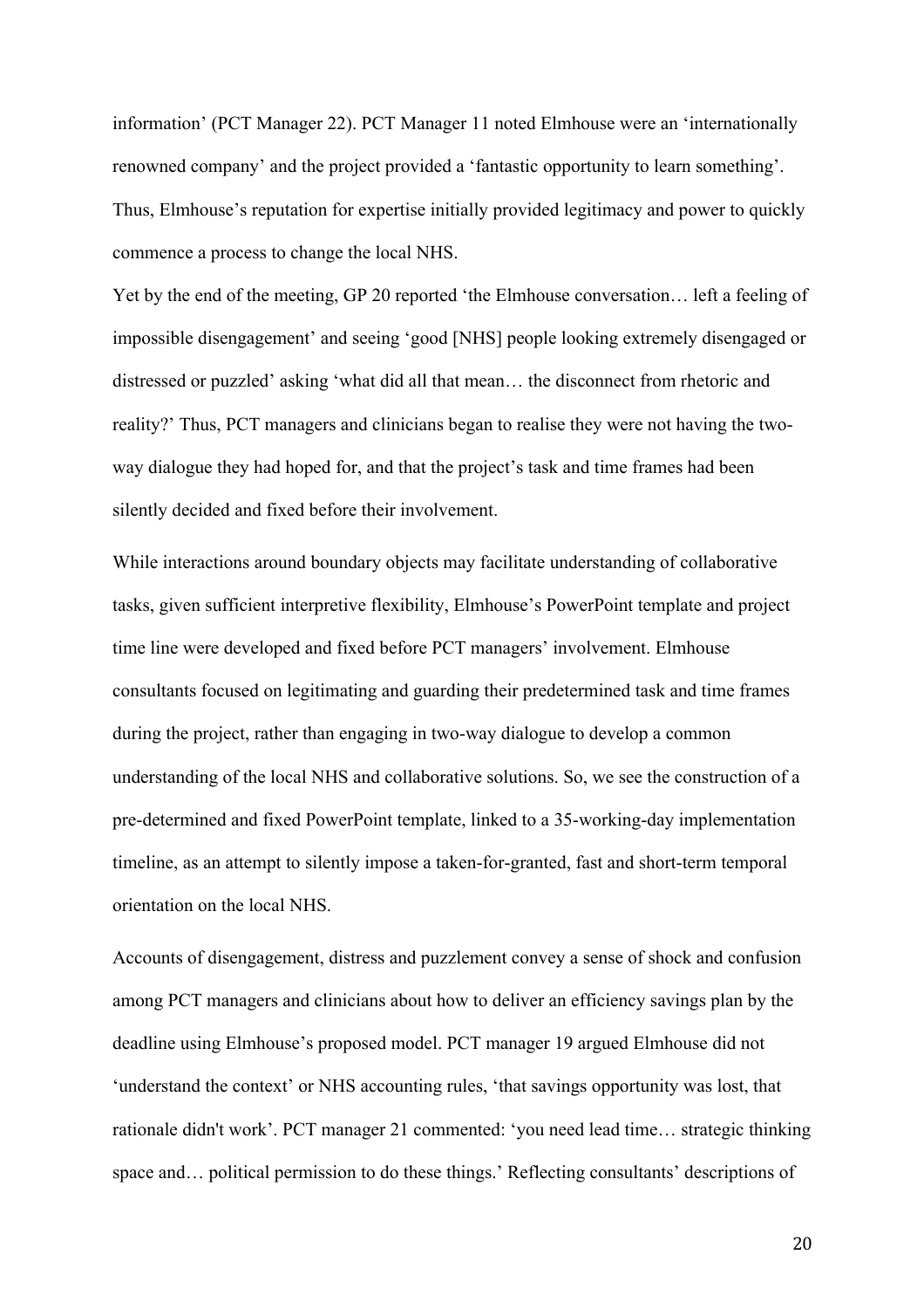information' (PCT Manager 22). PCT Manager 11 noted Elmhouse were an 'internationally renowned company' and the project provided a 'fantastic opportunity to learn something'. Thus, Elmhouse's reputation for expertise initially provided legitimacy and power to quickly commence a process to change the local NHS.

Yet by the end of the meeting, GP 20 reported 'the Elmhouse conversation… left a feeling of impossible disengagement' and seeing 'good [NHS] people looking extremely disengaged or distressed or puzzled' asking 'what did all that mean… the disconnect from rhetoric and reality?' Thus, PCT managers and clinicians began to realise they were not having the two-way dialogue they had hoped for, and that the project's task and time frames had been silently decided and fixed before their involvement.

While interactions around boundary objects may facilitate understanding of collaborative tasks, given sufficient interpretive flexibility, Elmhouse's PowerPoint template and project time line were developed and fixed before PCT managers' involvement. Elmhouse consultants focused on legitimating and guarding their predetermined task and time frames during the project, rather than engaging in two-way dialogue to develop a common understanding of the local NHS and collaborative solutions. So, we see the construction of a pre-determined and fixed PowerPoint template, linked to a 35-working-day implementation timeline, as an attempt to silently impose a taken-for-granted, fast and short-term temporal orientation on the local NHS.

Accounts of disengagement, distress and puzzlement convey a sense of shock and confusion among PCT managers and clinicians about how to deliver an efficiency savings plan by the deadline using Elmhouse's proposed model. PCT manager 19 argued Elmhouse did not 'understand the context' or NHS accounting rules, 'that savings opportunity was lost, that rationale didn't work'. PCT manager 21 commented: 'you need lead time… strategic thinking space and… political permission to do these things.' Reflecting consultants' descriptions of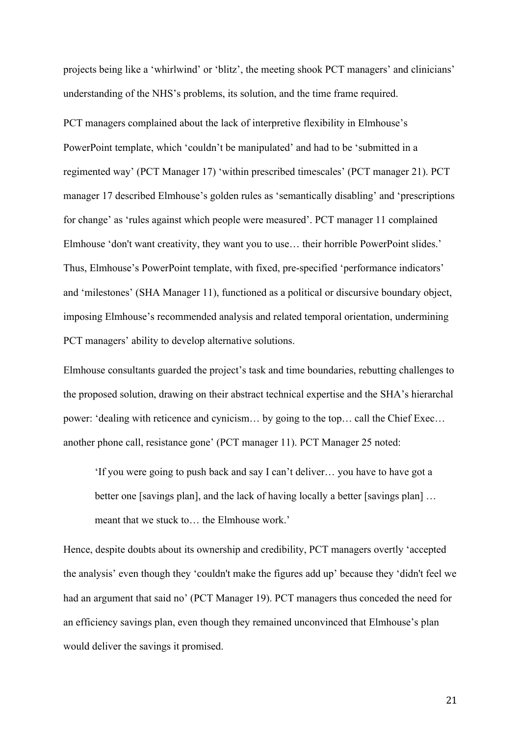projects being like a 'whirlwind' or 'blitz', the meeting shook PCT managers' and clinicians' understanding of the NHS's problems, its solution, and the time frame required.

PCT managers complained about the lack of interpretive flexibility in Elmhouse's PowerPoint template, which 'couldn't be manipulated' and had to be 'submitted in a regimented way' (PCT Manager 17) 'within prescribed timescales' (PCT manager 21). PCT manager 17 described Elmhouse's golden rules as 'semantically disabling' and 'prescriptions for change' as 'rules against which people were measured'. PCT manager 11 complained Elmhouse 'don't want creativity, they want you to use… their horrible PowerPoint slides.' Thus, Elmhouse's PowerPoint template, with fixed, pre-specified 'performance indicators' and 'milestones' (SHA Manager 11), functioned as a political or discursive boundary object, imposing Elmhouse's recommended analysis and related temporal orientation, undermining PCT managers' ability to develop alternative solutions.

Elmhouse consultants guarded the project's task and time boundaries, rebutting challenges to the proposed solution, drawing on their abstract technical expertise and the SHA's hierarchal power: 'dealing with reticence and cynicism… by going to the top… call the Chief Exec… another phone call, resistance gone' (PCT manager 11). PCT Manager 25 noted:

> 'If you were going to push back and say I can't deliver… you have to have got a better one [savings plan], and the lack of having locally a better [savings plan] … meant that we stuck to… the Elmhouse work.'

Hence, despite doubts about its ownership and credibility, PCT managers overtly 'accepted the analysis' even though they 'couldn't make the figures add up' because they 'didn't feel we had an argument that said no' (PCT Manager 19). PCT managers thus conceded the need for an efficiency savings plan, even though they remained unconvinced that Elmhouse's plan would deliver the savings it promised.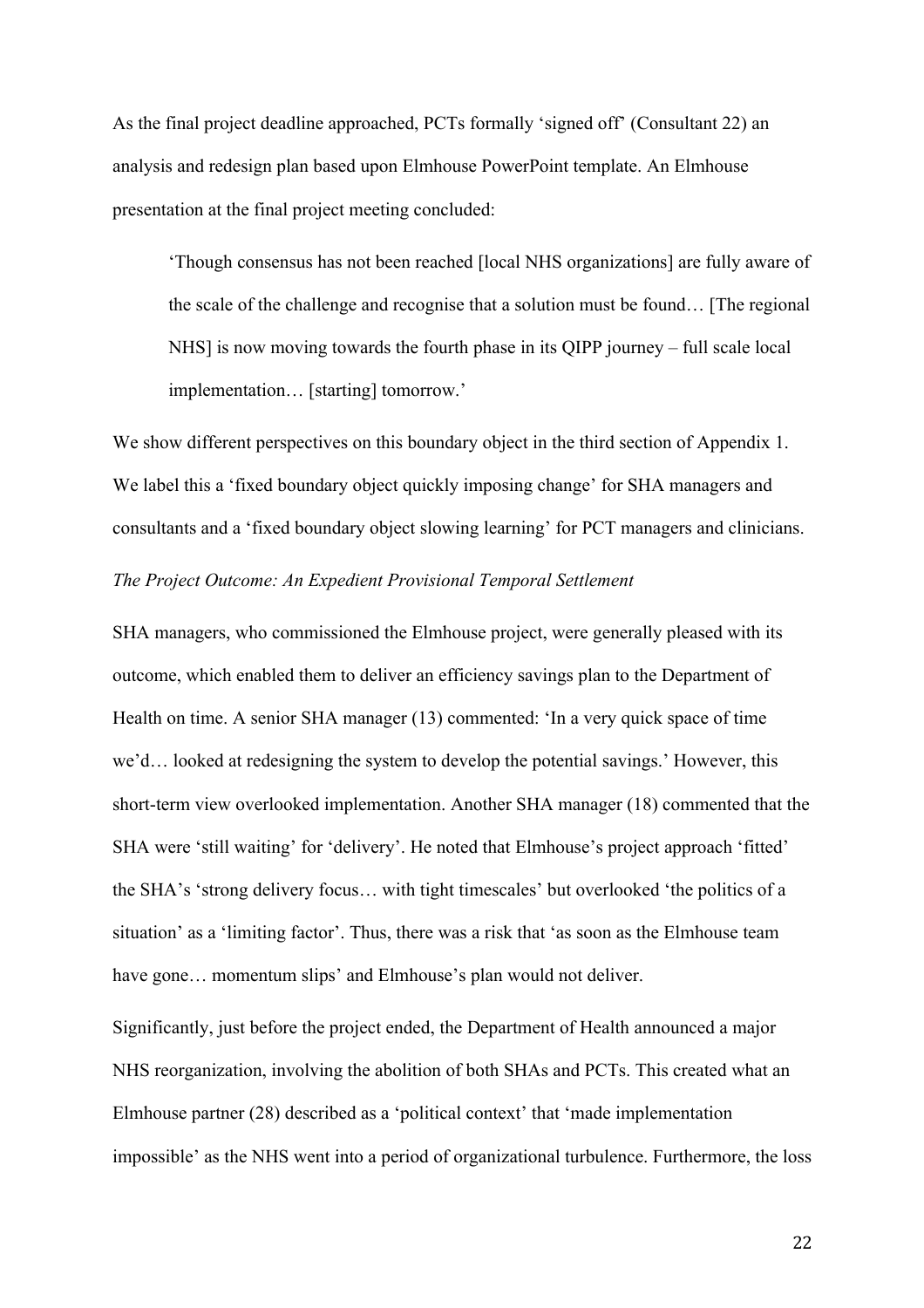As the final project deadline approached, PCTs formally 'signed off' (Consultant 22) an analysis and redesign plan based upon Elmhouse PowerPoint template. An Elmhouse presentation at the final project meeting concluded:

> 'Though consensus has not been reached [local NHS organizations] are fully aware of the scale of the challenge and recognise that a solution must be found… [The regional NHS] is now moving towards the fourth phase in its QIPP journey – full scale local implementation… [starting] tomorrow.'

We show different perspectives on this boundary object in the third section of Appendix 1. We label this a 'fixed boundary object quickly imposing change' for SHA managers and consultants and a 'fixed boundary object slowing learning' for PCT managers and clinicians.

*The Project Outcome: An Expedient Provisional Temporal Settlement*

SHA managers, who commissioned the Elmhouse project, were generally pleased with its outcome, which enabled them to deliver an efficiency savings plan to the Department of Health on time. A senior SHA manager (13) commented: 'In a very quick space of time we'd… looked at redesigning the system to develop the potential savings.' However, this short-term view overlooked implementation. Another SHA manager (18) commented that the SHA were 'still waiting' for 'delivery'. He noted that Elmhouse's project approach 'fitted' the SHA's 'strong delivery focus… with tight timescales' but overlooked 'the politics of a situation' as a 'limiting factor'. Thus, there was a risk that 'as soon as the Elmhouse team have gone… momentum slips' and Elmhouse's plan would not deliver.

Significantly, just before the project ended, the Department of Health announced a major NHS reorganization, involving the abolition of both SHAs and PCTs. This created what an Elmhouse partner (28) described as a 'political context' that 'made implementation impossible' as the NHS went into a period of organizational turbulence. Furthermore, the loss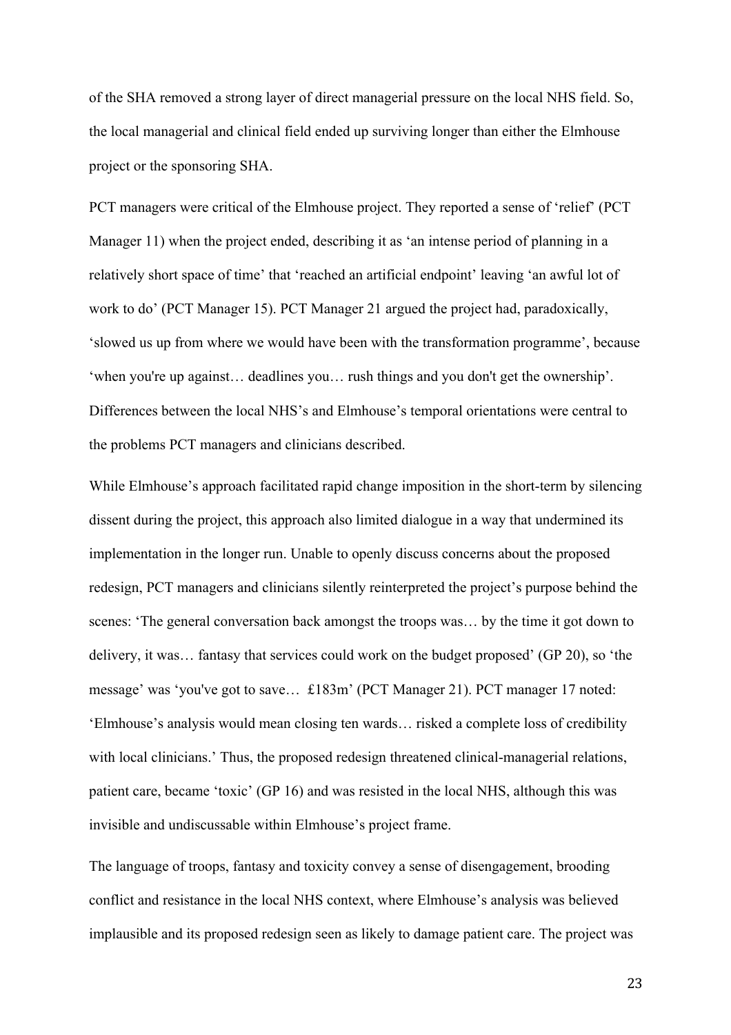of the SHA removed a strong layer of direct managerial pressure on the local NHS field. So, the local managerial and clinical field ended up surviving longer than either the Elmhouse project or the sponsoring SHA.

PCT managers were critical of the Elmhouse project. They reported a sense of 'relief' (PCT Manager 11) when the project ended, describing it as 'an intense period of planning in a relatively short space of time' that 'reached an artificial endpoint' leaving 'an awful lot of work to do' (PCT Manager 15). PCT Manager 21 argued the project had, paradoxically, 'slowed us up from where we would have been with the transformation programme', because 'when you're up against… deadlines you… rush things and you don't get the ownership'. Differences between the local NHS's and Elmhouse's temporal orientations were central to the problems PCT managers and clinicians described.

While Elmhouse's approach facilitated rapid change imposition in the short-term by silencing dissent during the project, this approach also limited dialogue in a way that undermined its implementation in the longer run. Unable to openly discuss concerns about the proposed redesign, PCT managers and clinicians silently reinterpreted the project's purpose behind the scenes: 'The general conversation back amongst the troops was… by the time it got down to delivery, it was… fantasy that services could work on the budget proposed' (GP 20), so 'the message' was 'you've got to save… £183m' (PCT Manager 21). PCT manager 17 noted: 'Elmhouse's analysis would mean closing ten wards… risked a complete loss of credibility with local clinicians.' Thus, the proposed redesign threatened clinical-managerial relations, patient care, became 'toxic' (GP 16) and was resisted in the local NHS, although this was invisible and undiscussable within Elmhouse's project frame.

The language of troops, fantasy and toxicity convey a sense of disengagement, brooding conflict and resistance in the local NHS context, where Elmhouse's analysis was believed implausible and its proposed redesign seen as likely to damage patient care. The project was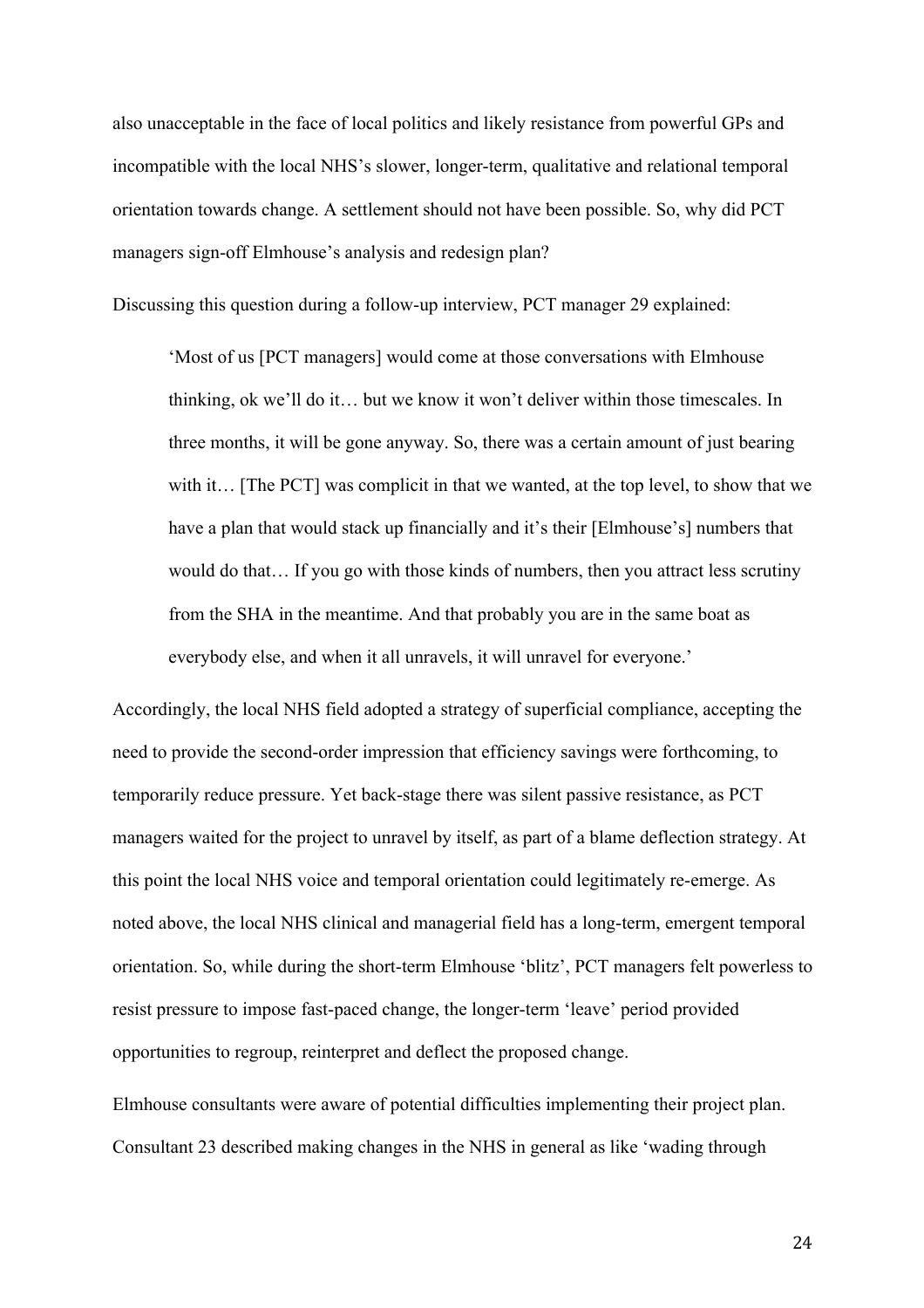also unacceptable in the face of local politics and likely resistance from powerful GPs and incompatible with the local NHS's slower, longer-term, qualitative and relational temporal orientation towards change. A settlement should not have been possible. So, why did PCT managers sign-off Elmhouse's analysis and redesign plan?

Discussing this question during a follow-up interview, PCT manager 29 explained:

> 'Most of us [PCT managers] would come at those conversations with Elmhouse thinking, ok we'll do it… but we know it won't deliver within those timescales. In three months, it will be gone anyway. So, there was a certain amount of just bearing with it… [The PCT] was complicit in that we wanted, at the top level, to show that we have a plan that would stack up financially and it's their [Elmhouse's] numbers that would do that… If you go with those kinds of numbers, then you attract less scrutiny from the SHA in the meantime. And that probably you are in the same boat as everybody else, and when it all unravels, it will unravel for everyone.'

Accordingly, the local NHS field adopted a strategy of superficial compliance, accepting the need to provide the second-order impression that efficiency savings were forthcoming, to temporarily reduce pressure. Yet back-stage there was silent passive resistance, as PCT managers waited for the project to unravel by itself, as part of a blame deflection strategy. At this point the local NHS voice and temporal orientation could legitimately re-emerge. As noted above, the local NHS clinical and managerial field has a long-term, emergent temporal orientation. So, while during the short-term Elmhouse 'blitz', PCT managers felt powerless to resist pressure to impose fast-paced change, the longer-term 'leave' period provided opportunities to regroup, reinterpret and deflect the proposed change.

Elmhouse consultants were aware of potential difficulties implementing their project plan. Consultant 23 described making changes in the NHS in general as like 'wading through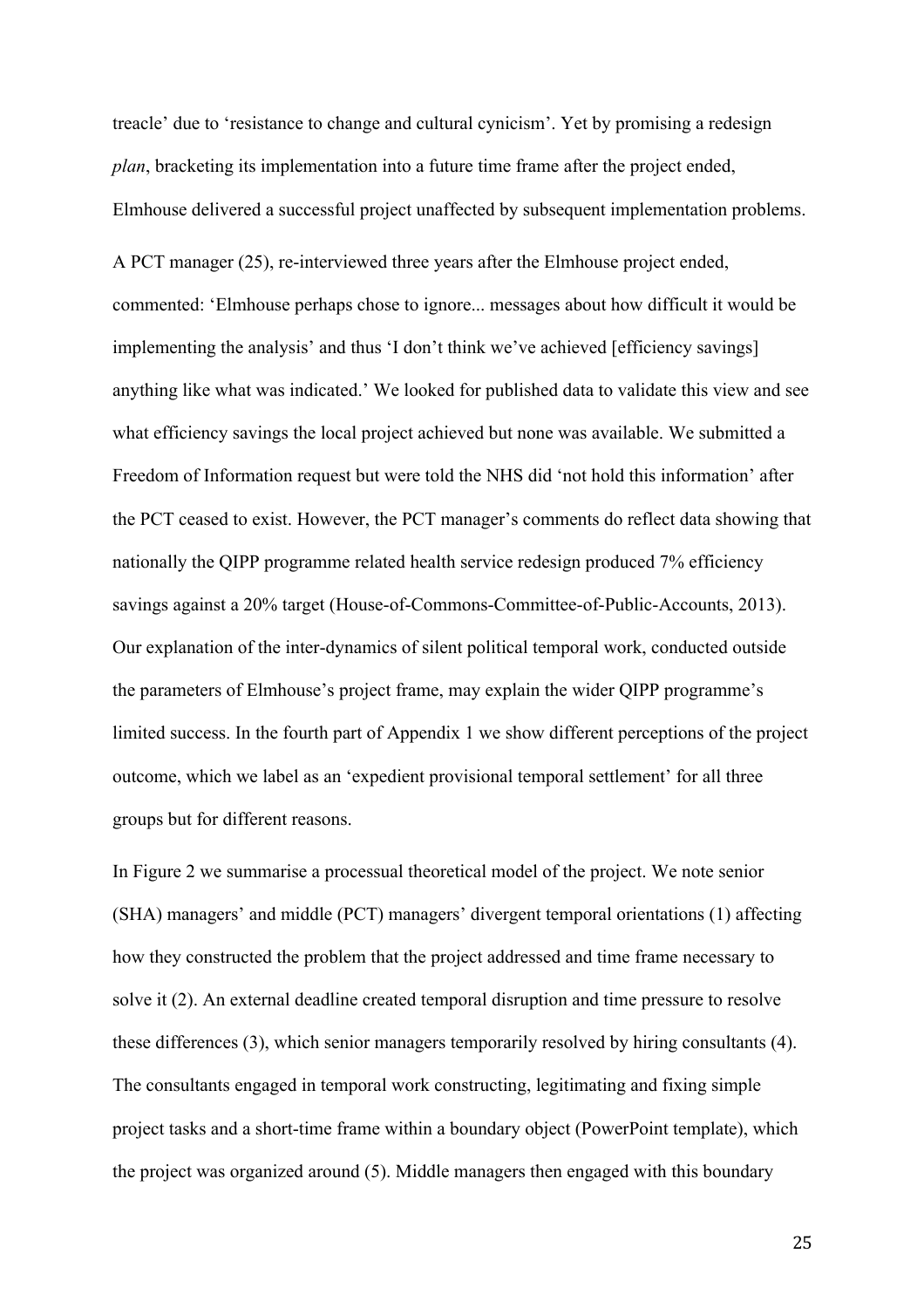treacle' due to 'resistance to change and cultural cynicism'. Yet by promising a redesign *plan*, bracketing its implementation into a future time frame after the project ended, Elmhouse delivered a successful project unaffected by subsequent implementation problems.

A PCT manager (25), re-interviewed three years after the Elmhouse project ended, commented: 'Elmhouse perhaps chose to ignore... messages about how difficult it would be implementing the analysis' and thus 'I don't think we've achieved [efficiency savings] anything like what was indicated.' We looked for published data to validate this view and see what efficiency savings the local project achieved but none was available. We submitted a Freedom of Information request but were told the NHS did 'not hold this information' after the PCT ceased to exist. However, the PCT manager's comments do reflect data showing that nationally the QIPP programme related health service redesign produced 7% efficiency savings against a 20% target (House-of-Commons-Committee-of-Public-Accounts, 2013). Our explanation of the inter-dynamics of silent political temporal work, conducted outside the parameters of Elmhouse's project frame, may explain the wider QIPP programme's limited success. In the fourth part of Appendix 1 we show different perceptions of the project outcome, which we label as an 'expedient provisional temporal settlement' for all three groups but for different reasons.

In Figure 2 we summarise a processual theoretical model of the project. We note senior (SHA) managers' and middle (PCT) managers' divergent temporal orientations (1) affecting how they constructed the problem that the project addressed and time frame necessary to solve it (2). An external deadline created temporal disruption and time pressure to resolve these differences (3), which senior managers temporarily resolved by hiring consultants (4). The consultants engaged in temporal work constructing, legitimating and fixing simple project tasks and a short-time frame within a boundary object (PowerPoint template), which the project was organized around (5). Middle managers then engaged with this boundary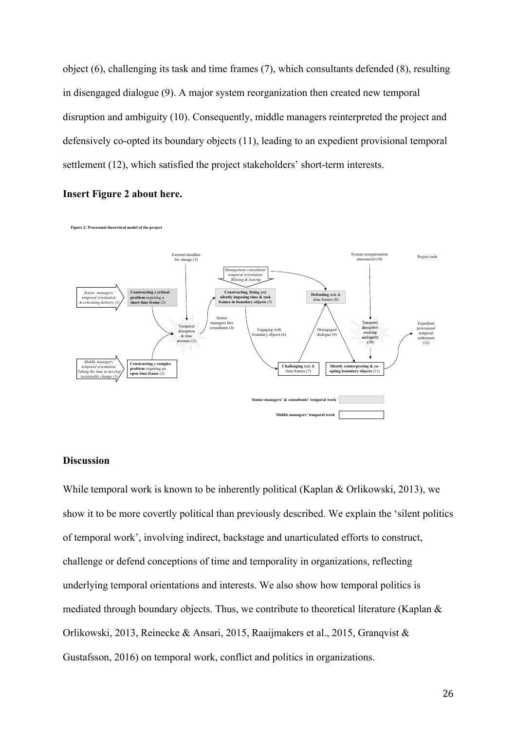object (6), challenging its task and time frames (7), which consultants defended (8), resulting in disengaged dialogue (9). A major system reorganization then created new temporal disruption and ambiguity (10). Consequently, middle managers reinterpreted the project and defensively co-opted its boundary objects (11), leading to an expedient provisional temporal settlement (12), which satisfied the project stakeholders' short-term interests.

**Insert Figure 2 about here.**

**Figure 2: Processual theoretical model of the project**

## Discussion

While temporal work is known to be inherently political (Kaplan & Orlikowski, 2013), we show it to be more covertly political than previously described. We explain the 'silent politics of temporal work', involving indirect, backstage and unarticulated efforts to construct, challenge or defend conceptions of time and temporality in organizations, reflecting underlying temporal orientations and interests. We also show how temporal politics is mediated through boundary objects. Thus, we contribute to theoretical literature (Kaplan & Orlikowski, 2013, Reinecke & Ansari, 2015, Raaijmakers et al., 2015, Granqvist & Gustafsson, 2016) on temporal work, conflict and politics in organizations.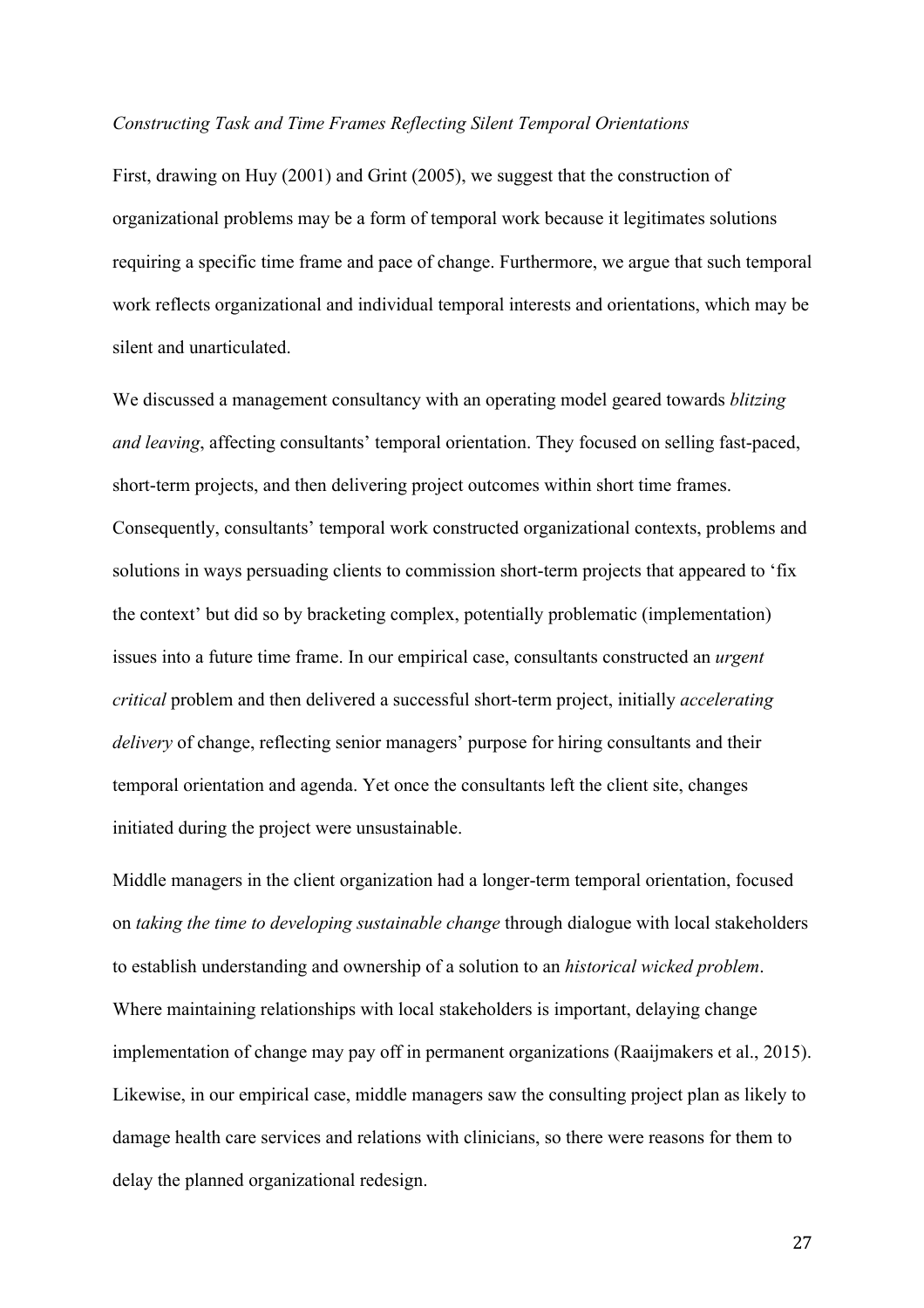### *Constructing Task and Time Frames Reflecting Silent Temporal Orientations*

First, drawing on Huy (2001) and Grint (2005), we suggest that the construction of organizational problems may be a form of temporal work because it legitimates solutions requiring a specific time frame and pace of change. Furthermore, we argue that such temporal work reflects organizational and individual temporal interests and orientations, which may be silent and unarticulated.

We discussed a management consultancy with an operating model geared towards *blitzing and leaving*, affecting consultants' temporal orientation. They focused on selling fast-paced, short-term projects, and then delivering project outcomes within short time frames. Consequently, consultants' temporal work constructed organizational contexts, problems and solutions in ways persuading clients to commission short-term projects that appeared to 'fix the context' but did so by bracketing complex, potentially problematic (implementation) issues into a future time frame. In our empirical case, consultants constructed an *urgent critical* problem and then delivered a successful short-term project, initially *accelerating delivery* of change, reflecting senior managers' purpose for hiring consultants and their temporal orientation and agenda. Yet once the consultants left the client site, changes initiated during the project were unsustainable.

Middle managers in the client organization had a longer-term temporal orientation, focused on *taking the time to developing sustainable change* through dialogue with local stakeholders to establish understanding and ownership of a solution to an *historical wicked problem*. Where maintaining relationships with local stakeholders is important, delaying change implementation of change may pay off in permanent organizations (Raaijmakers et al., 2015). Likewise, in our empirical case, middle managers saw the consulting project plan as likely to damage health care services and relations with clinicians, so there were reasons for them to delay the planned organizational redesign.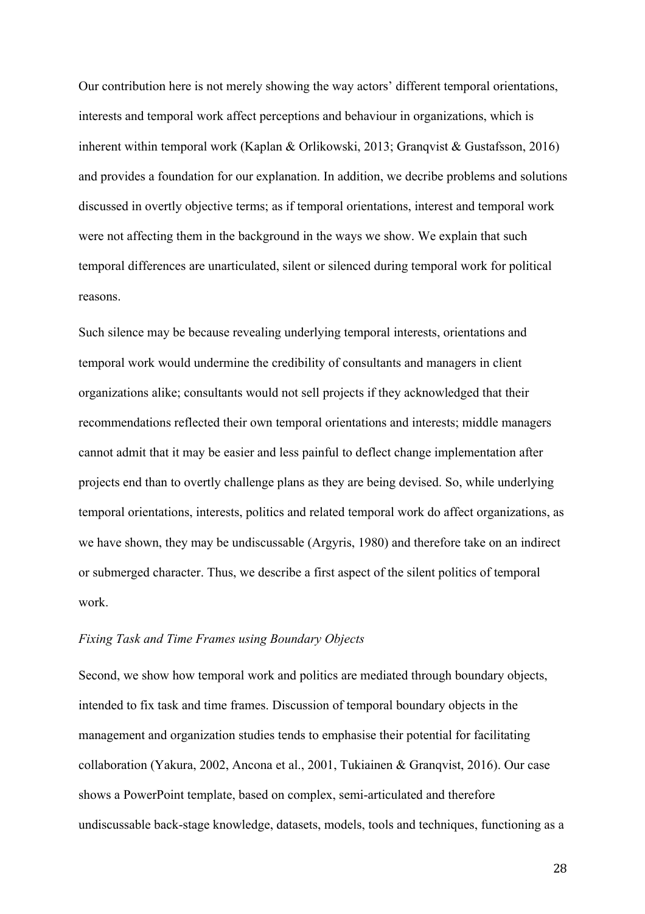Our contribution here is not merely showing the way actors' different temporal orientations, interests and temporal work affect perceptions and behaviour in organizations, which is inherent within temporal work (Kaplan & Orlikowski, 2013; Granqvist & Gustafsson, 2016) and provides a foundation for our explanation. In addition, we decribe problems and solutions discussed in overtly objective terms; as if temporal orientations, interest and temporal work were not affecting them in the background in the ways we show. We explain that such temporal differences are unarticulated, silent or silenced during temporal work for political reasons.

Such silence may be because revealing underlying temporal interests, orientations and temporal work would undermine the credibility of consultants and managers in client organizations alike; consultants would not sell projects if they acknowledged that their recommendations reflected their own temporal orientations and interests; middle managers cannot admit that it may be easier and less painful to deflect change implementation after projects end than to overtly challenge plans as they are being devised. So, while underlying temporal orientations, interests, politics and related temporal work do affect organizations, as we have shown, they may be undiscussable (Argyris, 1980) and therefore take on an indirect or submerged character. Thus, we describe a first aspect of the silent politics of temporal work.

*Fixing Task and Time Frames using Boundary Objects*

Second, we show how temporal work and politics are mediated through boundary objects, intended to fix task and time frames. Discussion of temporal boundary objects in the management and organization studies tends to emphasise their potential for facilitating collaboration (Yakura, 2002, Ancona et al., 2001, Tukiainen & Granqvist, 2016). Our case shows a PowerPoint template, based on complex, semi-articulated and therefore undiscussable back-stage knowledge, datasets, models, tools and techniques, functioning as a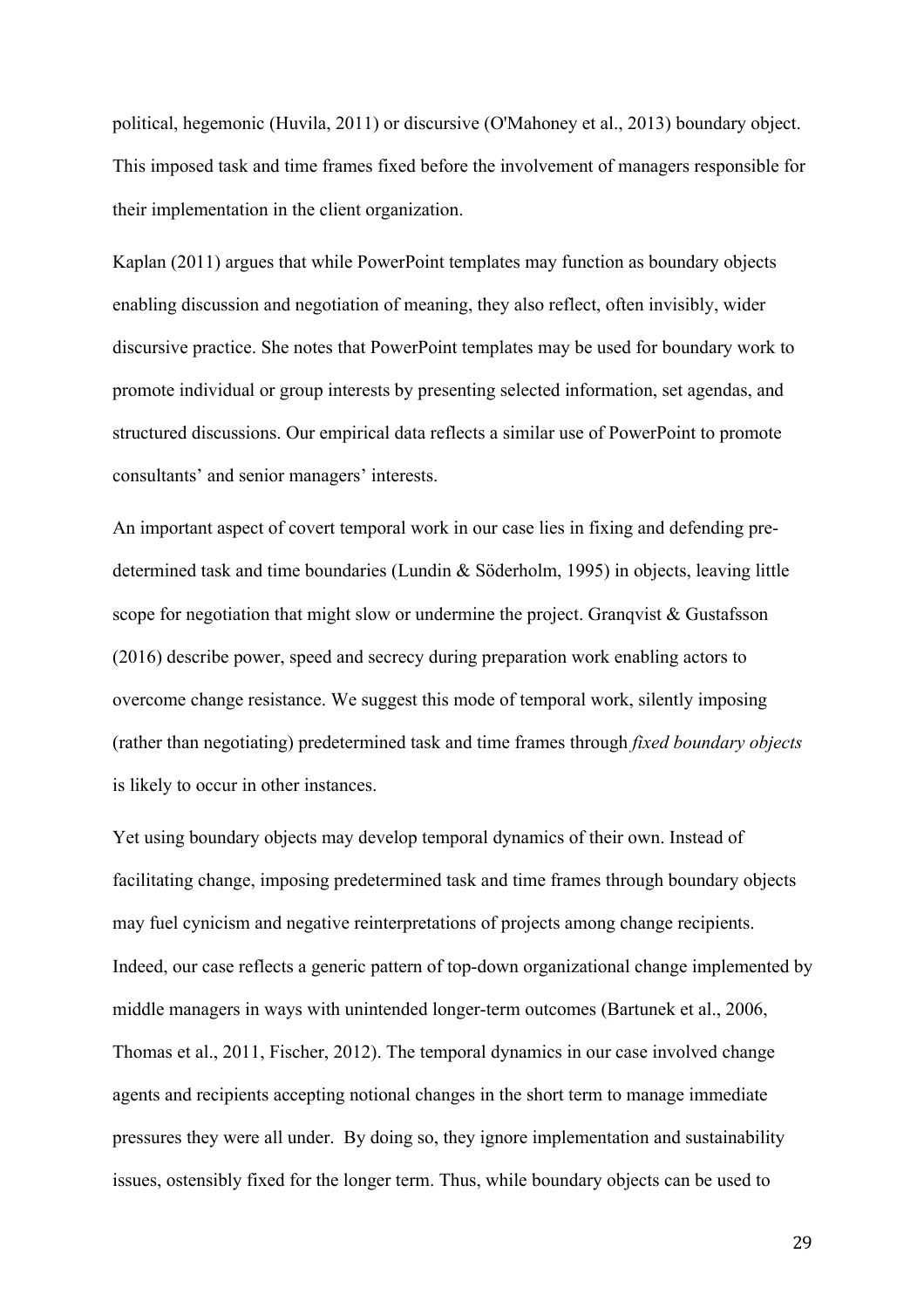political, hegemonic (Huvila, 2011) or discursive (O'Mahoney et al., 2013) boundary object. This imposed task and time frames fixed before the involvement of managers responsible for their implementation in the client organization.

Kaplan (2011) argues that while PowerPoint templates may function as boundary objects enabling discussion and negotiation of meaning, they also reflect, often invisibly, wider discursive practice. She notes that PowerPoint templates may be used for boundary work to promote individual or group interests by presenting selected information, set agendas, and structured discussions. Our empirical data reflects a similar use of PowerPoint to promote consultants' and senior managers' interests.

An important aspect of covert temporal work in our case lies in fixing and defending pre-determined task and time boundaries (Lundin & Söderholm, 1995) in objects, leaving little scope for negotiation that might slow or undermine the project. Granqvist & Gustafsson (2016) describe power, speed and secrecy during preparation work enabling actors to overcome change resistance. We suggest this mode of temporal work, silently imposing (rather than negotiating) predetermined task and time frames through *fixed boundary objects* is likely to occur in other instances.

Yet using boundary objects may develop temporal dynamics of their own. Instead of facilitating change, imposing predetermined task and time frames through boundary objects may fuel cynicism and negative reinterpretations of projects among change recipients. Indeed, our case reflects a generic pattern of top-down organizational change implemented by middle managers in ways with unintended longer-term outcomes (Bartunek et al., 2006, Thomas et al., 2011, Fischer, 2012). The temporal dynamics in our case involved change agents and recipients accepting notional changes in the short term to manage immediate pressures they were all under. By doing so, they ignore implementation and sustainability issues, ostensibly fixed for the longer term. Thus, while boundary objects can be used to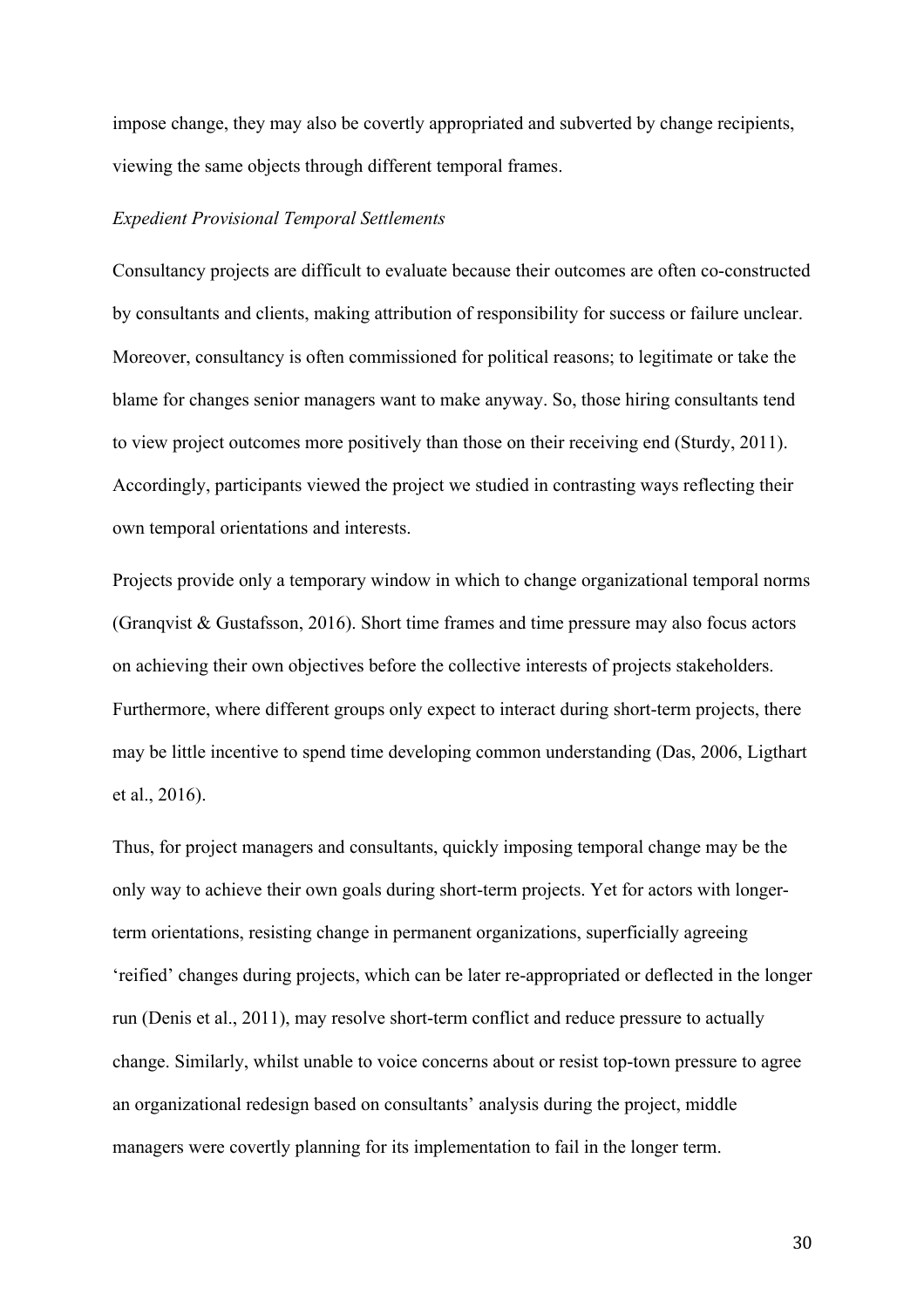impose change, they may also be covertly appropriated and subverted by change recipients, viewing the same objects through different temporal frames.

*Expedient Provisional Temporal Settlements*

Consultancy projects are difficult to evaluate because their outcomes are often co-constructed by consultants and clients, making attribution of responsibility for success or failure unclear. Moreover, consultancy is often commissioned for political reasons; to legitimate or take the blame for changes senior managers want to make anyway. So, those hiring consultants tend to view project outcomes more positively than those on their receiving end (Sturdy, 2011). Accordingly, participants viewed the project we studied in contrasting ways reflecting their own temporal orientations and interests.

Projects provide only a temporary window in which to change organizational temporal norms (Granqvist & Gustafsson, 2016). Short time frames and time pressure may also focus actors on achieving their own objectives before the collective interests of projects stakeholders. Furthermore, where different groups only expect to interact during short-term projects, there may be little incentive to spend time developing common understanding (Das, 2006, Ligthart et al., 2016).

Thus, for project managers and consultants, quickly imposing temporal change may be the only way to achieve their own goals during short-term projects. Yet for actors with longer-term orientations, resisting change in permanent organizations, superficially agreeing 'reified' changes during projects, which can be later re-appropriated or deflected in the longer run (Denis et al., 2011), may resolve short-term conflict and reduce pressure to actually change. Similarly, whilst unable to voice concerns about or resist top-town pressure to agree an organizational redesign based on consultants' analysis during the project, middle managers were covertly planning for its implementation to fail in the longer term.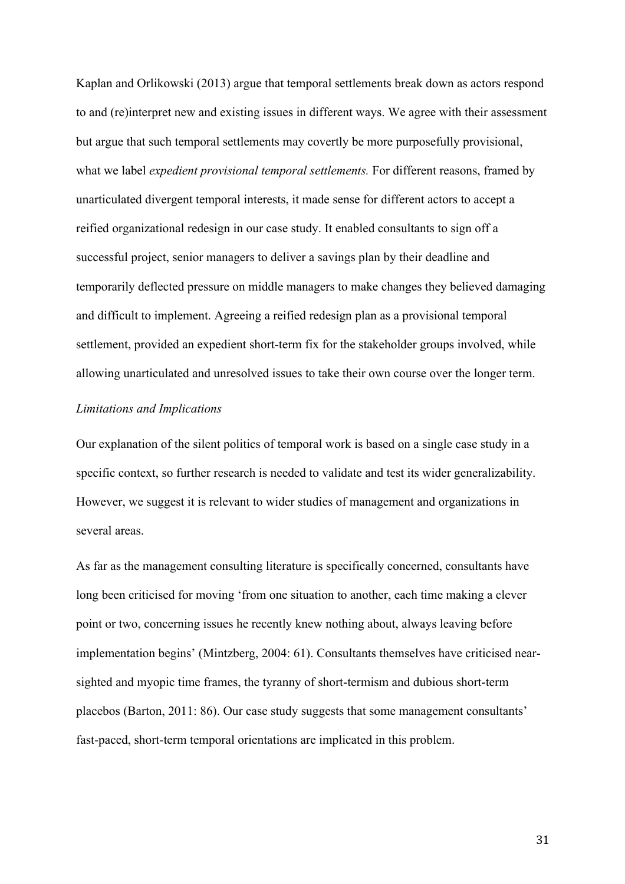Kaplan and Orlikowski (2013) argue that temporal settlements break down as actors respond to and (re)interpret new and existing issues in different ways. We agree with their assessment but argue that such temporal settlements may covertly be more purposefully provisional, what we label *expedient provisional temporal settlements.* For different reasons, framed by unarticulated divergent temporal interests, it made sense for different actors to accept a reified organizational redesign in our case study. It enabled consultants to sign off a successful project, senior managers to deliver a savings plan by their deadline and temporarily deflected pressure on middle managers to make changes they believed damaging and difficult to implement. Agreeing a reified redesign plan as a provisional temporal settlement, provided an expedient short-term fix for the stakeholder groups involved, while allowing unarticulated and unresolved issues to take their own course over the longer term.

*Limitations and Implications*

Our explanation of the silent politics of temporal work is based on a single case study in a specific context, so further research is needed to validate and test its wider generalizability. However, we suggest it is relevant to wider studies of management and organizations in several areas.

As far as the management consulting literature is specifically concerned, consultants have long been criticised for moving 'from one situation to another, each time making a clever point or two, concerning issues he recently knew nothing about, always leaving before implementation begins' (Mintzberg, 2004: 61). Consultants themselves have criticised near-sighted and myopic time frames, the tyranny of short-termism and dubious short-term placebos (Barton, 2011: 86). Our case study suggests that some management consultants' fast-paced, short-term temporal orientations are implicated in this problem.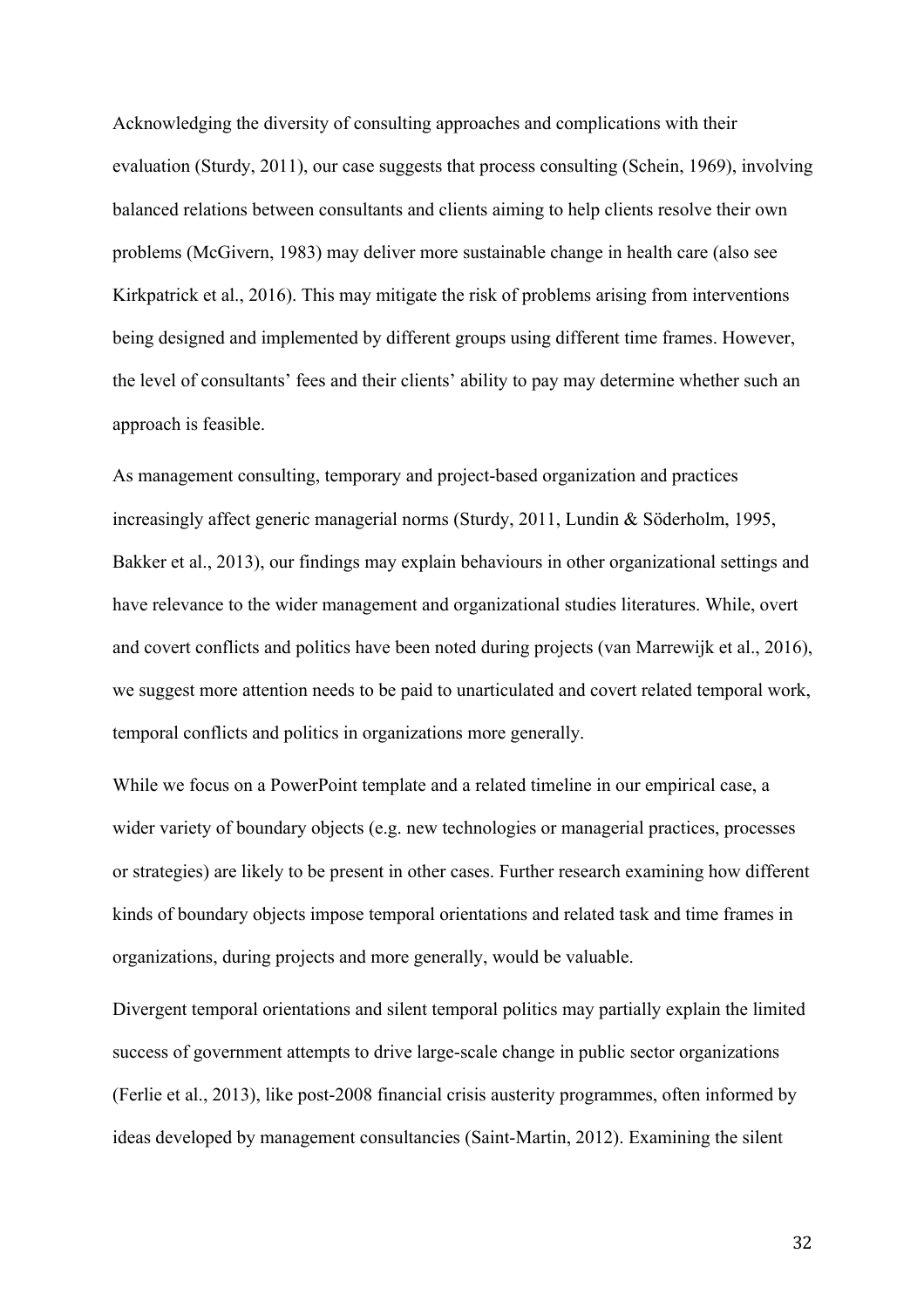Acknowledging the diversity of consulting approaches and complications with their evaluation (Sturdy, 2011), our case suggests that process consulting (Schein, 1969), involving balanced relations between consultants and clients aiming to help clients resolve their own problems (McGivern, 1983) may deliver more sustainable change in health care (also see Kirkpatrick et al., 2016). This may mitigate the risk of problems arising from interventions being designed and implemented by different groups using different time frames. However, the level of consultants' fees and their clients' ability to pay may determine whether such an approach is feasible.

As management consulting, temporary and project-based organization and practices increasingly affect generic managerial norms (Sturdy, 2011, Lundin & Söderholm, 1995, Bakker et al., 2013), our findings may explain behaviours in other organizational settings and have relevance to the wider management and organizational studies literatures. While, overt and covert conflicts and politics have been noted during projects (van Marrewijk et al., 2016), we suggest more attention needs to be paid to unarticulated and covert related temporal work, temporal conflicts and politics in organizations more generally.

While we focus on a PowerPoint template and a related timeline in our empirical case, a wider variety of boundary objects (e.g. new technologies or managerial practices, processes or strategies) are likely to be present in other cases. Further research examining how different kinds of boundary objects impose temporal orientations and related task and time frames in organizations, during projects and more generally, would be valuable.

Divergent temporal orientations and silent temporal politics may partially explain the limited success of government attempts to drive large-scale change in public sector organizations (Ferlie et al., 2013), like post-2008 financial crisis austerity programmes, often informed by ideas developed by management consultancies (Saint-Martin, 2012). Examining the silent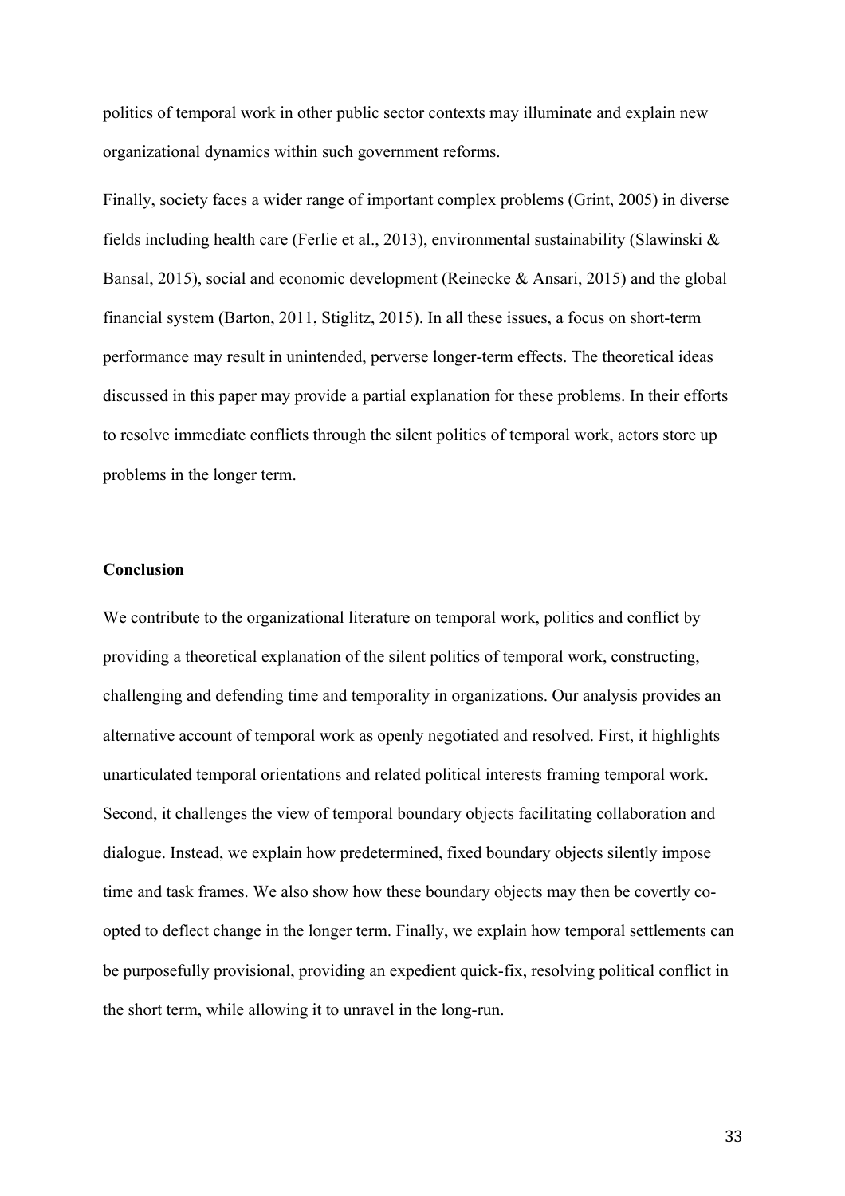politics of temporal work in other public sector contexts may illuminate and explain new organizational dynamics within such government reforms.

Finally, society faces a wider range of important complex problems (Grint, 2005) in diverse fields including health care (Ferlie et al., 2013), environmental sustainability (Slawinski & Bansal, 2015), social and economic development (Reinecke & Ansari, 2015) and the global financial system (Barton, 2011, Stiglitz, 2015). In all these issues, a focus on short-term performance may result in unintended, perverse longer-term effects. The theoretical ideas discussed in this paper may provide a partial explanation for these problems. In their efforts to resolve immediate conflicts through the silent politics of temporal work, actors store up problems in the longer term.

## Conclusion

We contribute to the organizational literature on temporal work, politics and conflict by providing a theoretical explanation of the silent politics of temporal work, constructing, challenging and defending time and temporality in organizations. Our analysis provides an alternative account of temporal work as openly negotiated and resolved. First, it highlights unarticulated temporal orientations and related political interests framing temporal work. Second, it challenges the view of temporal boundary objects facilitating collaboration and dialogue. Instead, we explain how predetermined, fixed boundary objects silently impose time and task frames. We also show how these boundary objects may then be covertly co-opted to deflect change in the longer term. Finally, we explain how temporal settlements can be purposefully provisional, providing an expedient quick-fix, resolving political conflict in the short term, while allowing it to unravel in the long-run.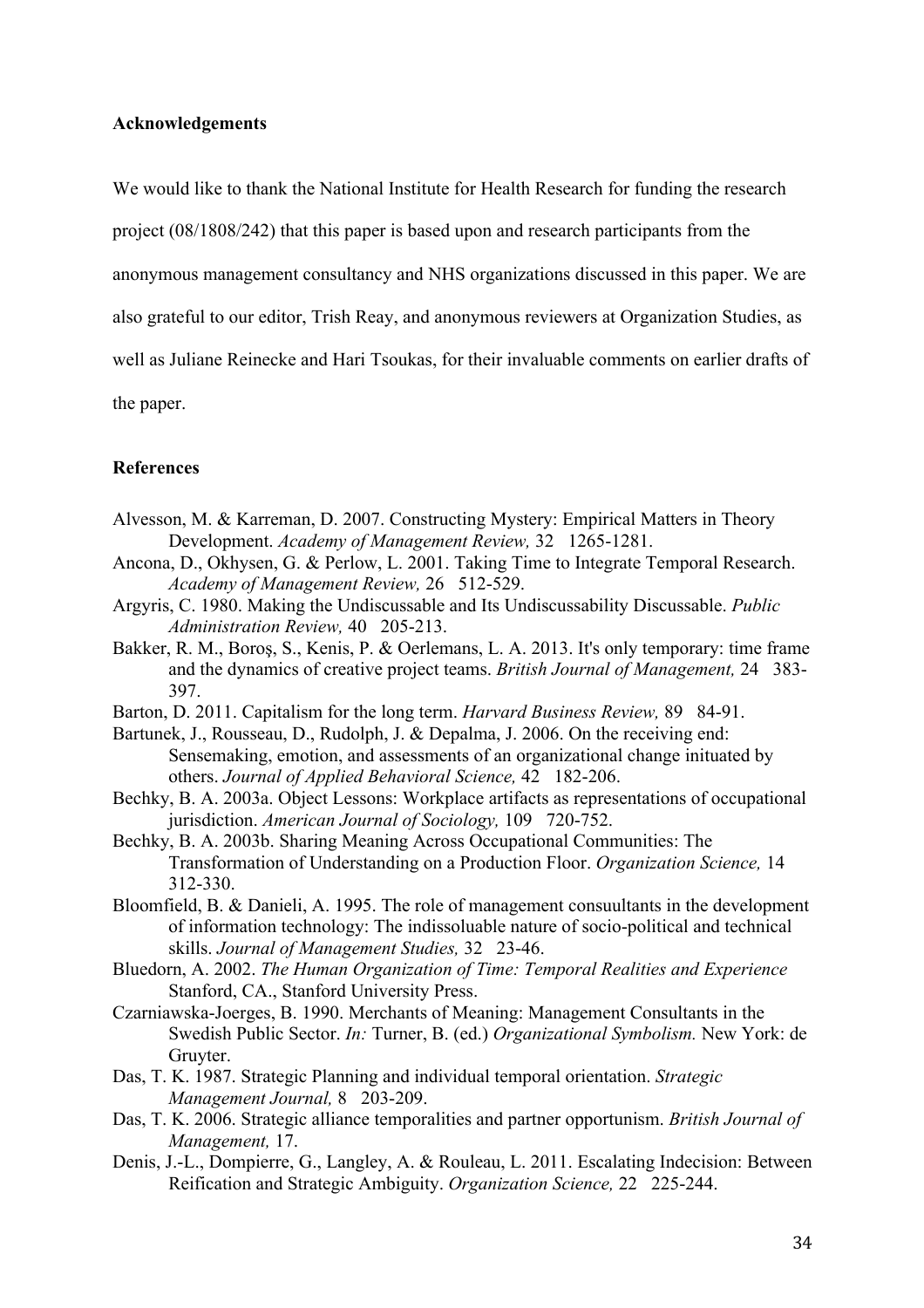**Acknowledgements**

We would like to thank the National Institute for Health Research for funding the research project (08/1808/242) that this paper is based upon and research participants from the anonymous management consultancy and NHS organizations discussed in this paper. We are also grateful to our editor, Trish Reay, and anonymous reviewers at Organization Studies, as well as Juliane Reinecke and Hari Tsoukas, for their invaluable comments on earlier drafts of the paper.

**References**

Alvesson, M. & Karreman, D. 2007. Constructing Mystery: Empirical Matters in Theory Development. *Academy of Management Review,* 32 1265-1281.

Ancona, D., Okhysen, G. & Perlow, L. 2001. Taking Time to Integrate Temporal Research. *Academy of Management Review,* 26 512-529.

Argyris, C. 1980. Making the Undiscussable and Its Undiscussability Discussable. *Public Administration Review,* 40 205-213.

Bakker, R. M., Boroş, S., Kenis, P. & Oerlemans, L. A. 2013. It's only temporary: time frame and the dynamics of creative project teams. *British Journal of Management,* 24 383-397.

Barton, D. 2011. Capitalism for the long term. *Harvard Business Review,* 89 84-91.

Bartunek, J., Rousseau, D., Rudolph, J. & Depalma, J. 2006. On the receiving end: Sensemaking, emotion, and assessments of an organizational change inituated by others. *Journal of Applied Behavioral Science,* 42 182-206.

Bechky, B. A. 2003a. Object Lessons: Workplace artifacts as representations of occupational jurisdiction. *American Journal of Sociology,* 109 720-752.

Bechky, B. A. 2003b. Sharing Meaning Across Occupational Communities: The Transformation of Understanding on a Production Floor. *Organization Science,* 14 312-330.

Bloomfield, B. & Danieli, A. 1995. The role of management consuultants in the development of information technology: The indissoluable nature of socio-political and technical skills. *Journal of Management Studies,* 32 23-46.

Bluedorn, A. 2002. *The Human Organization of Time: Temporal Realities and Experience* Stanford, CA., Stanford University Press.

Czarniawska-Joerges, B. 1990. Merchants of Meaning: Management Consultants in the Swedish Public Sector. *In:* Turner, B. (ed.) *Organizational Symbolism.* New York: de Gruyter.

Das, T. K. 1987. Strategic Planning and individual temporal orientation. *Strategic Management Journal,* 8 203-209.

Das, T. K. 2006. Strategic alliance temporalities and partner opportunism. *British Journal of Management,* 17.

Denis, J.-L., Dompierre, G., Langley, A. & Rouleau, L. 2011. Escalating Indecision: Between Reification and Strategic Ambiguity. *Organization Science,* 22 225-244.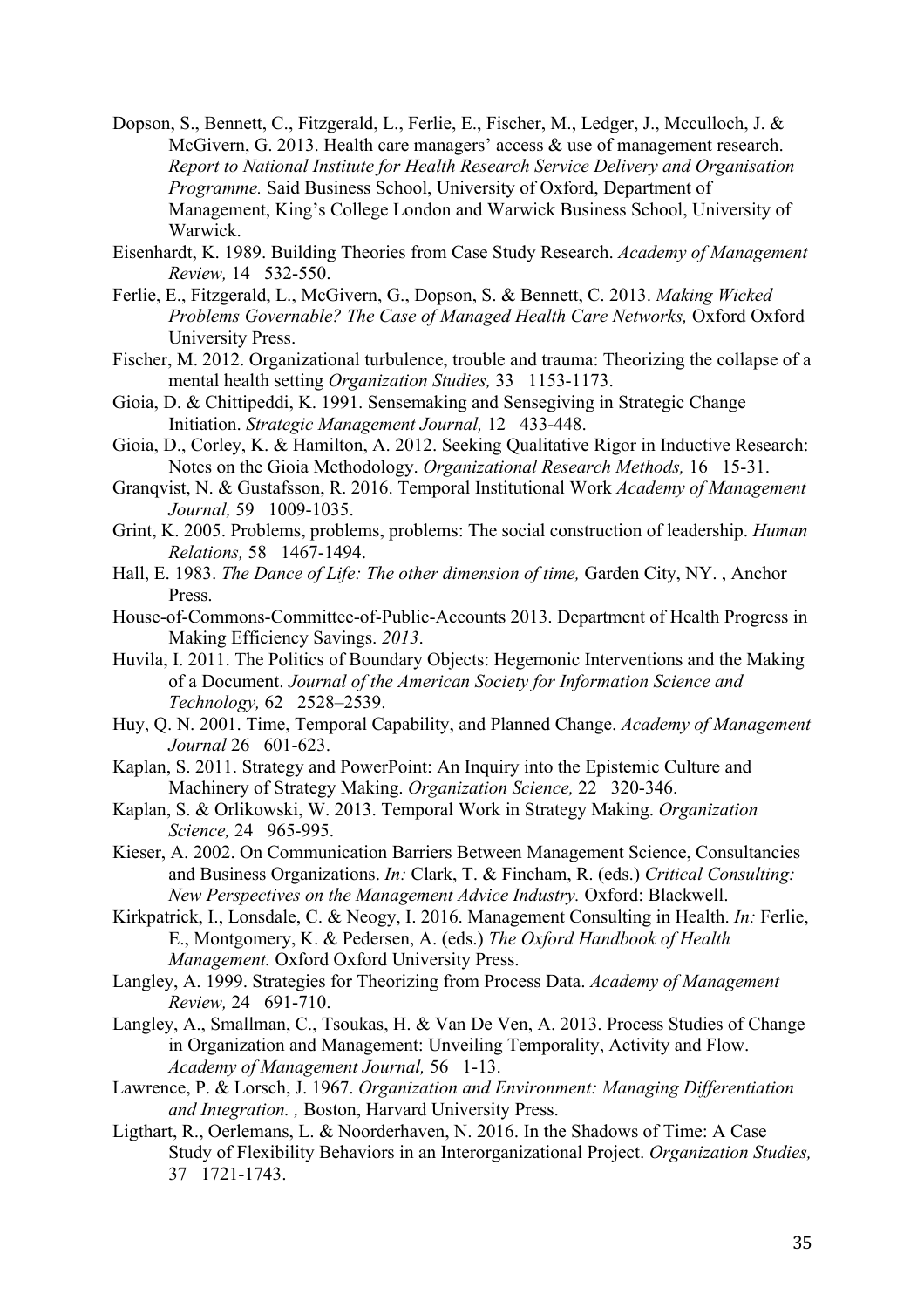Dopson, S., Bennett, C., Fitzgerald, L., Ferlie, E., Fischer, M., Ledger, J., Mcculloch, J. & McGivern, G. 2013. Health care managers' access & use of management research. *Report to National Institute for Health Research Service Delivery and Organisation Programme.* Said Business School, University of Oxford, Department of Management, King's College London and Warwick Business School, University of Warwick.

Eisenhardt, K. 1989. Building Theories from Case Study Research. *Academy of Management Review,* 14 532-550.

Ferlie, E., Fitzgerald, L., McGivern, G., Dopson, S. & Bennett, C. 2013. *Making Wicked Problems Governable? The Case of Managed Health Care Networks,* Oxford Oxford University Press.

Fischer, M. 2012. Organizational turbulence, trouble and trauma: Theorizing the collapse of a mental health setting *Organization Studies,* 33 1153-1173.

Gioia, D. & Chittipeddi, K. 1991. Sensemaking and Sensegiving in Strategic Change Initiation. *Strategic Management Journal,* 12 433-448.

Gioia, D., Corley, K. & Hamilton, A. 2012. Seeking Qualitative Rigor in Inductive Research: Notes on the Gioia Methodology. *Organizational Research Methods,* 16 15-31.

Granqvist, N. & Gustafsson, R. 2016. Temporal Institutional Work *Academy of Management Journal,* 59 1009-1035.

Grint, K. 2005. Problems, problems, problems: The social construction of leadership. *Human Relations,* 58 1467-1494.

Hall, E. 1983. *The Dance of Life: The other dimension of time,* Garden City, NY. , Anchor Press.

House-of-Commons-Committee-of-Public-Accounts 2013. Department of Health Progress in Making Efficiency Savings. *2013*.

Huvila, I. 2011. The Politics of Boundary Objects: Hegemonic Interventions and the Making of a Document. *Journal of the American Society for Information Science and Technology,* 62 2528–2539.

Huy, Q. N. 2001. Time, Temporal Capability, and Planned Change. *Academy of Management Journal* 26 601-623.

Kaplan, S. 2011. Strategy and PowerPoint: An Inquiry into the Epistemic Culture and Machinery of Strategy Making. *Organization Science,* 22 320-346.

Kaplan, S. & Orlikowski, W. 2013. Temporal Work in Strategy Making. *Organization Science,* 24 965-995.

Kieser, A. 2002. On Communication Barriers Between Management Science, Consultancies and Business Organizations. *In:* Clark, T. & Fincham, R. (eds.) *Critical Consulting: New Perspectives on the Management Advice Industry.* Oxford: Blackwell.

Kirkpatrick, I., Lonsdale, C. & Neogy, I. 2016. Management Consulting in Health. *In:* Ferlie, E., Montgomery, K. & Pedersen, A. (eds.) *The Oxford Handbook of Health Management.* Oxford Oxford University Press.

Langley, A. 1999. Strategies for Theorizing from Process Data. *Academy of Management Review,* 24 691-710.

Langley, A., Smallman, C., Tsoukas, H. & Van De Ven, A. 2013. Process Studies of Change in Organization and Management: Unveiling Temporality, Activity and Flow. *Academy of Management Journal,* 56 1-13.

Lawrence, P. & Lorsch, J. 1967. *Organization and Environment: Managing Differentiation and Integration. ,* Boston, Harvard University Press.

Ligthart, R., Oerlemans, L. & Noorderhaven, N. 2016. In the Shadows of Time: A Case Study of Flexibility Behaviors in an Interorganizational Project. *Organization Studies,* 37 1721-1743.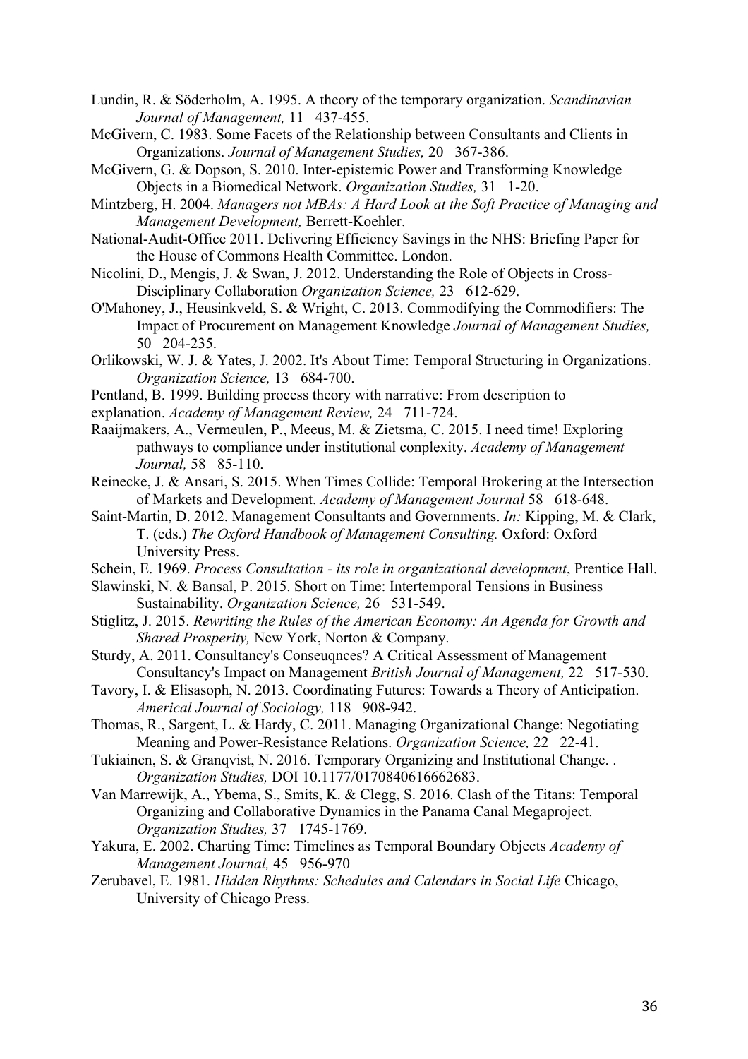Lundin, R. & Söderholm, A. 1995. A theory of the temporary organization. *Scandinavian Journal of Management,* 11 437-455.

McGivern, C. 1983. Some Facets of the Relationship between Consultants and Clients in Organizations. *Journal of Management Studies,* 20 367-386.

McGivern, G. & Dopson, S. 2010. Inter-epistemic Power and Transforming Knowledge Objects in a Biomedical Network. *Organization Studies,* 31 1-20.

Mintzberg, H. 2004. *Managers not MBAs: A Hard Look at the Soft Practice of Managing and Management Development,* Berrett-Koehler.

National-Audit-Office 2011. Delivering Efficiency Savings in the NHS: Briefing Paper for the House of Commons Health Committee. London.

Nicolini, D., Mengis, J. & Swan, J. 2012. Understanding the Role of Objects in Cross-Disciplinary Collaboration *Organization Science,* 23 612-629.

O'Mahoney, J., Heusinkveld, S. & Wright, C. 2013. Commodifying the Commodifiers: The Impact of Procurement on Management Knowledge *Journal of Management Studies,* 50 204-235.

Orlikowski, W. J. & Yates, J. 2002. It's About Time: Temporal Structuring in Organizations. *Organization Science,* 13 684-700.

Pentland, B. 1999. Building process theory with narrative: From description to explanation. *Academy of Management Review,* 24 711-724.

Raaijmakers, A., Vermeulen, P., Meeus, M. & Zietsma, C. 2015. I need time! Exploring pathways to compliance under institutional conplexity. *Academy of Management Journal,* 58 85-110.

Reinecke, J. & Ansari, S. 2015. When Times Collide: Temporal Brokering at the Intersection of Markets and Development. *Academy of Management Journal* 58 618-648.

Saint-Martin, D. 2012. Management Consultants and Governments. *In:* Kipping, M. & Clark, T. (eds.) *The Oxford Handbook of Management Consulting.* Oxford: Oxford University Press.

Schein, E. 1969. *Process Consultation - its role in organizational development*, Prentice Hall.

Slawinski, N. & Bansal, P. 2015. Short on Time: Intertemporal Tensions in Business Sustainability. *Organization Science,* 26 531-549.

Stiglitz, J. 2015. *Rewriting the Rules of the American Economy: An Agenda for Growth and Shared Prosperity,* New York, Norton & Company.

Sturdy, A. 2011. Consultancy's Conseuqnces? A Critical Assessment of Management Consultancy's Impact on Management *British Journal of Management,* 22 517-530.

Tavory, I. & Elisasoph, N. 2013. Coordinating Futures: Towards a Theory of Anticipation. *Americal Journal of Sociology,* 118 908-942.

Thomas, R., Sargent, L. & Hardy, C. 2011. Managing Organizational Change: Negotiating Meaning and Power-Resistance Relations. *Organization Science,* 22 22-41.

Tukiainen, S. & Granqvist, N. 2016. Temporary Organizing and Institutional Change. . *Organization Studies,* DOI 10.1177/0170840616662683.

Van Marrewijk, A., Ybema, S., Smits, K. & Clegg, S. 2016. Clash of the Titans: Temporal Organizing and Collaborative Dynamics in the Panama Canal Megaproject. *Organization Studies,* 37 1745-1769.

Yakura, E. 2002. Charting Time: Timelines as Temporal Boundary Objects *Academy of Management Journal,* 45 956-970

Zerubavel, E. 1981. *Hidden Rhythms: Schedules and Calendars in Social Life* Chicago, University of Chicago Press.